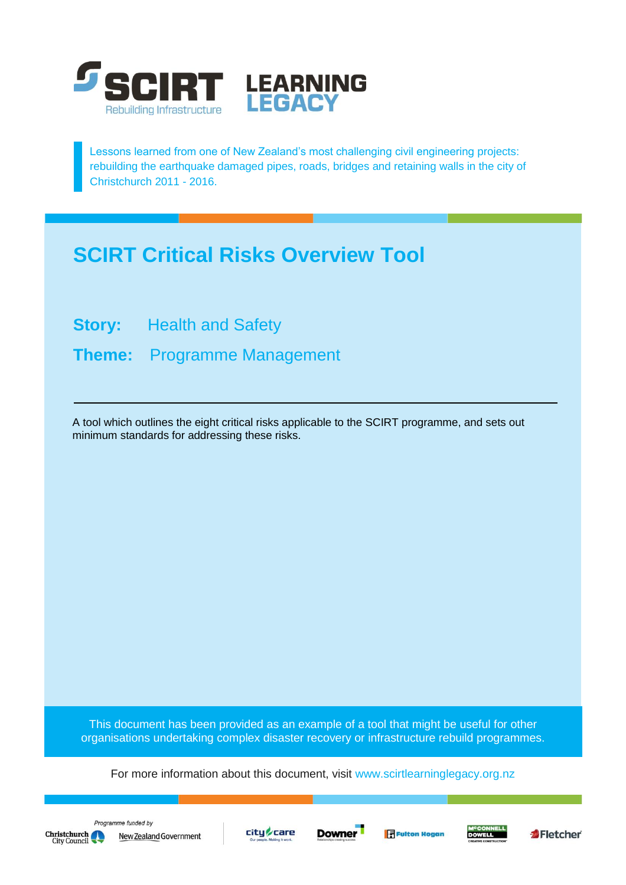SCIRT Rebuilding Infrastructure — LEARNING LEGACY

Lessons learned from one of New Zealand's most challenging civil engineering projects: rebuilding the earthquake damaged pipes, roads, bridges and retaining walls in the city of Christchurch 2011 - 2016.

# SCIRT Critical Risks Overview Tool

**Story:** Health and Safety

**Theme:** Programme Management

---

A tool which outlines the eight critical risks applicable to the SCIRT programme, and sets out minimum standards for addressing these risks.

This document has been provided as an example of a tool that might be useful for other organisations undertaking complex disaster recovery or infrastructure rebuild programmes.

For more information about this document, visit www.scirtlearninglegacy.org.nz

*Programme funded by* Christchurch City Council, New Zealand Government

City Care, Downer, Fulton Hogan, McConnell Dowell, Fletcher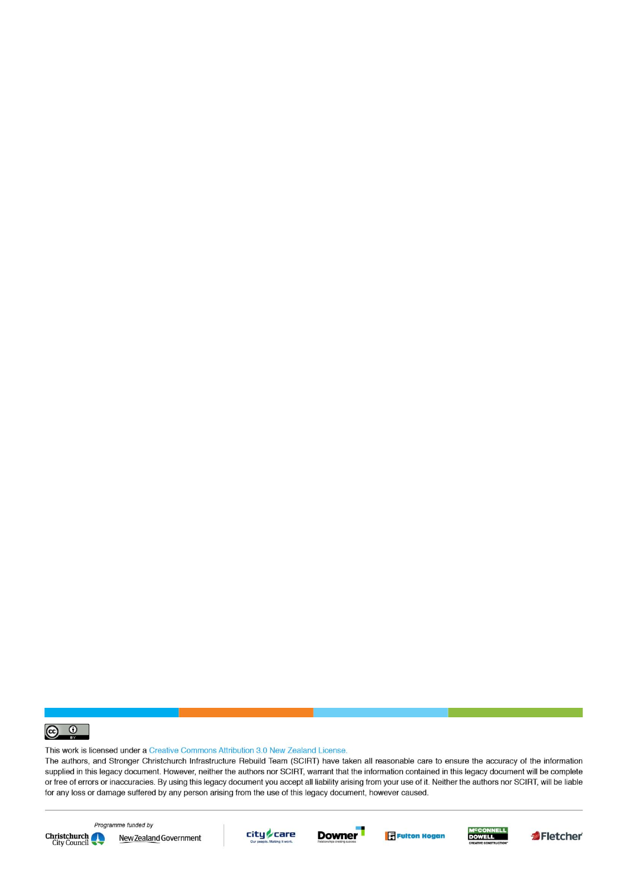This work is licensed under a Creative Commons Attribution 3.0 New Zealand License.

The authors, and Stronger Christchurch Infrastructure Rebuild Team (SCIRT) have taken all reasonable care to ensure the accuracy of the information supplied in this legacy document. However, neither the authors nor SCIRT, warrant that the information contained in this legacy document will be complete or free of errors or inaccuracies. By using this legacy document you accept all liability arising from your use of it. Neither the authors nor SCIRT, will be liable for any loss or damage suffered by any person arising from the use of this legacy document, however caused.

Programme funded by

Christchurch City Council

New Zealand Government

city care

Downer

Fulton Hogan

McConnell Dowell

Fletcher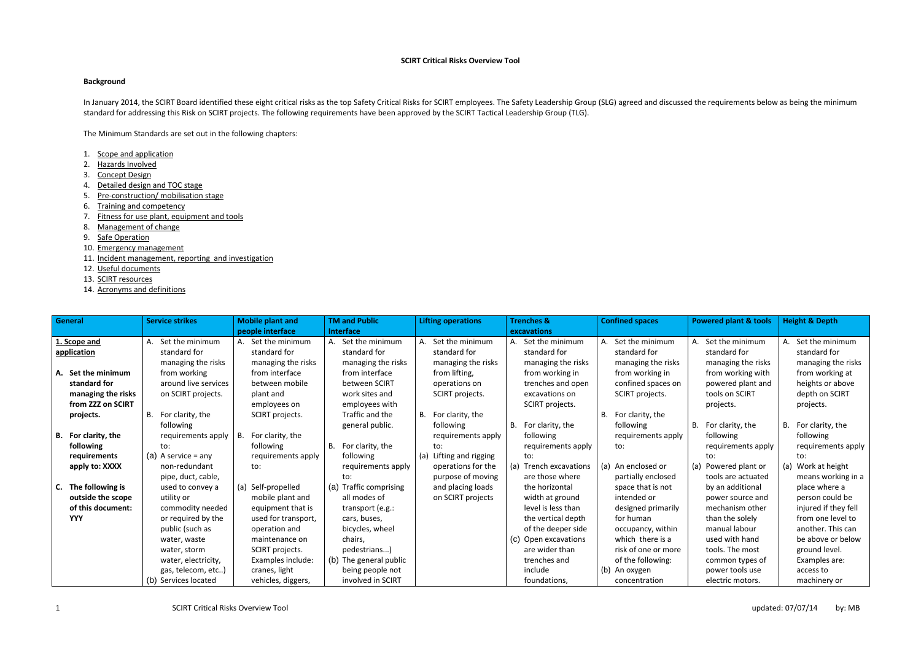**SCIRT Critical Risks Overview Tool**

**Background**

In January 2014, the SCIRT Board identified these eight critical risks as the top Safety Critical Risks for SCIRT employees. The Safety Leadership Group (SLG) agreed and discussed the requirements below as being the minimum standard for addressing this Risk on SCIRT projects. The following requirements have been approved by the SCIRT Tactical Leadership Group (TLG).

The Minimum Standards are set out in the following chapters:

1. Scope and application
2. Hazards Involved
3. Concept Design
4. Detailed design and TOC stage
5. Pre-construction/ mobilisation stage
6. Training and competency
7. Fitness for use plant, equipment and tools
8. Management of change
9. Safe Operation
10. Emergency management
11. Incident management, reporting and investigation
12. Useful documents
13. SCIRT resources
14. Acronyms and definitions

| General | Service strikes | Mobile plant and people interface | TM and Public Interface | Lifting operations | Trenches & excavations | Confined spaces | Powered plant & tools | Height & Depth |
|---|---|---|---|---|---|---|---|---|
| **1. Scope and application**<br><br>**A. Set the minimum standard for managing the risks from ZZZ on SCIRT projects.**<br><br>**B. For clarity, the following requirements apply to: XXXX**<br><br>**C. The following is outside the scope of this document: YYY** | A. Set the minimum standard for managing the risks from working around live services on SCIRT projects.<br><br>B. For clarity, the following requirements apply to:<br>(a) A service = any non-redundant pipe, duct, cable, used to convey a utility or commodity needed or required by the public (such as water, waste water, storm water, electricity, gas, telecom, etc..)<br>(b) Services located | A. Set the minimum standard for managing the risks from interface between mobile plant and employees on SCIRT projects.<br><br>B. For clarity, the following requirements apply to:<br>(a) Self-propelled mobile plant and equipment that is used for transport, operation and maintenance on SCIRT projects. Examples include: cranes, light vehicles, diggers, | A. Set the minimum standard for managing the risks from interface between SCIRT work sites and employees with Traffic and the general public.<br><br>B. For clarity, the following requirements apply to:<br>(a) Traffic comprising all modes of transport (e.g.: cars, buses, bicycles, wheel chairs, pedestrians...)<br>(b) The general public being people not involved in SCIRT | A. Set the minimum standard for managing the risks from lifting, operations on SCIRT projects.<br><br>B. For clarity, the following requirements apply to:<br>(a) Lifting and rigging operations for the purpose of moving and placing loads on SCIRT projects | A. Set the minimum standard for managing the risks from working in trenches and open excavations on SCIRT projects.<br><br>B. For clarity, the following requirements apply to:<br>(a) Trench excavations are those where the horizontal width at ground level is less than the vertical depth of the deeper side<br>(c) Open excavations are wider than trenches and include foundations, | A. Set the minimum standard for managing the risks from working in confined spaces on SCIRT projects.<br><br>B. For clarity, the following requirements apply to:<br>(a) An enclosed or partially enclosed space that is not intended or designed primarily for human occupancy, within which there is a risk of one or more of the following:<br>(b) An oxygen concentration | A. Set the minimum standard for managing the risks from working with powered plant and tools on SCIRT projects.<br><br>B. For clarity, the following requirements apply to:<br>(a) Powered plant or tools are actuated by an additional power source and mechanism other than the solely manual labour used with hand tools. The most common types of power tools use electric motors. | A. Set the minimum standard for managing the risks from working at heights or above depth on SCIRT projects.<br><br>B. For clarity, the following requirements apply to:<br>(a) Work at height means working in a place where a person could be injured if they fell from one level to another. This can be above or below ground level. Examples are: access to machinery or |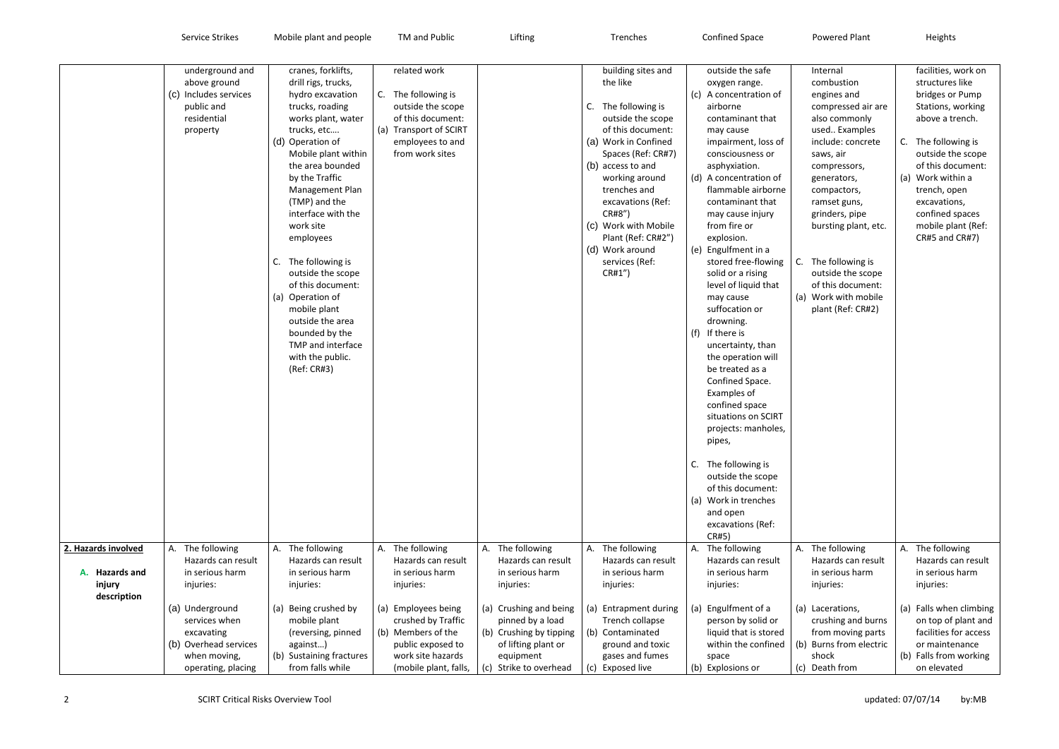| | Service Strikes | Mobile plant and people | TM and Public | Lifting | Trenches | Confined Space | Powered Plant | Heights |
|---|---|---|---|---|---|---|---|---|
| | underground and above ground<br>(c) Includes services public and residential property | cranes, forklifts, drill rigs, trucks, hydro excavation trucks, roading works plant, water trucks, etc….<br>(d) Operation of Mobile plant within the area bounded by the Traffic Management Plan (TMP) and the interface with the work site employees<br><br>C. The following is outside the scope of this document:<br>(a) Operation of mobile plant outside the area bounded by the TMP and interface with the public. (Ref: CR#3) | related work<br><br>C. The following is outside the scope of this document:<br>(a) Transport of SCIRT employees to and from work sites | | building sites and the like<br><br>C. The following is outside the scope of this document:<br>(a) Work in Confined Spaces (Ref: CR#7)<br>(b) access to and working around trenches and excavations (Ref: CR#8")<br>(c) Work with Mobile Plant (Ref: CR#2")<br>(d) Work around services (Ref: CR#1") | outside the safe oxygen range.<br>(c) A concentration of airborne contaminant that may cause impairment, loss of consciousness or asphyxiation.<br>(d) A concentration of flammable airborne contaminant that may cause injury from fire or explosion.<br>(e) Engulfment in a stored free-flowing solid or a rising level of liquid that may cause suffocation or drowning.<br>(f) If there is uncertainty, than the operation will be treated as a Confined Space. Examples of confined space situations on SCIRT projects: manholes, pipes,<br><br>C. The following is outside the scope of this document:<br>(a) Work in trenches and open excavations (Ref: CR#5) | Internal combustion engines and compressed air are also commonly used.. Examples include: concrete saws, air compressors, generators, compactors, ramset guns, grinders, pipe bursting plant, etc.<br><br>C. The following is outside the scope of this document:<br>(a) Work with mobile plant (Ref: CR#2) | facilities, work on structures like bridges or Pump Stations, working above a trench.<br><br>C. The following is outside the scope of this document:<br>(a) Work within a trench, open excavations, confined spaces mobile plant (Ref: CR#5 and CR#7) |
| **2. Hazards involved**<br><br>**A. Hazards and injury description** | A. The following Hazards can result in serious harm injuries:<br><br>(a) Underground services when excavating<br>(b) Overhead services when moving, operating, placing | A. The following Hazards can result in serious harm injuries:<br><br>(a) Being crushed by mobile plant (reversing, pinned against…)<br>(b) Sustaining fractures from falls while | A. The following Hazards can result in serious harm injuries:<br><br>(a) Employees being crushed by Traffic<br>(b) Members of the public exposed to work site hazards (mobile plant, falls, | A. The following Hazards can result in serious harm injuries:<br><br>(a) Crushing and being pinned by a load<br>(b) Crushing by tipping of lifting plant or equipment<br>(c) Strike to overhead | A. The following Hazards can result in serious harm injuries:<br><br>(a) Entrapment during Trench collapse<br>(b) Contaminated ground and toxic gases and fumes<br>(c) Exposed live | A. The following Hazards can result in serious harm injuries:<br><br>(a) Engulfment of a person by solid or liquid that is stored within the confined space<br>(b) Explosions or | A. The following Hazards can result in serious harm injuries:<br><br>(a) Lacerations, crushing and burns from moving parts<br>(b) Burns from electric shock<br>(c) Death from | A. The following Hazards can result in serious harm injuries:<br><br>(a) Falls when climbing on top of plant and facilities for access or maintenance<br>(b) Falls from working on elevated |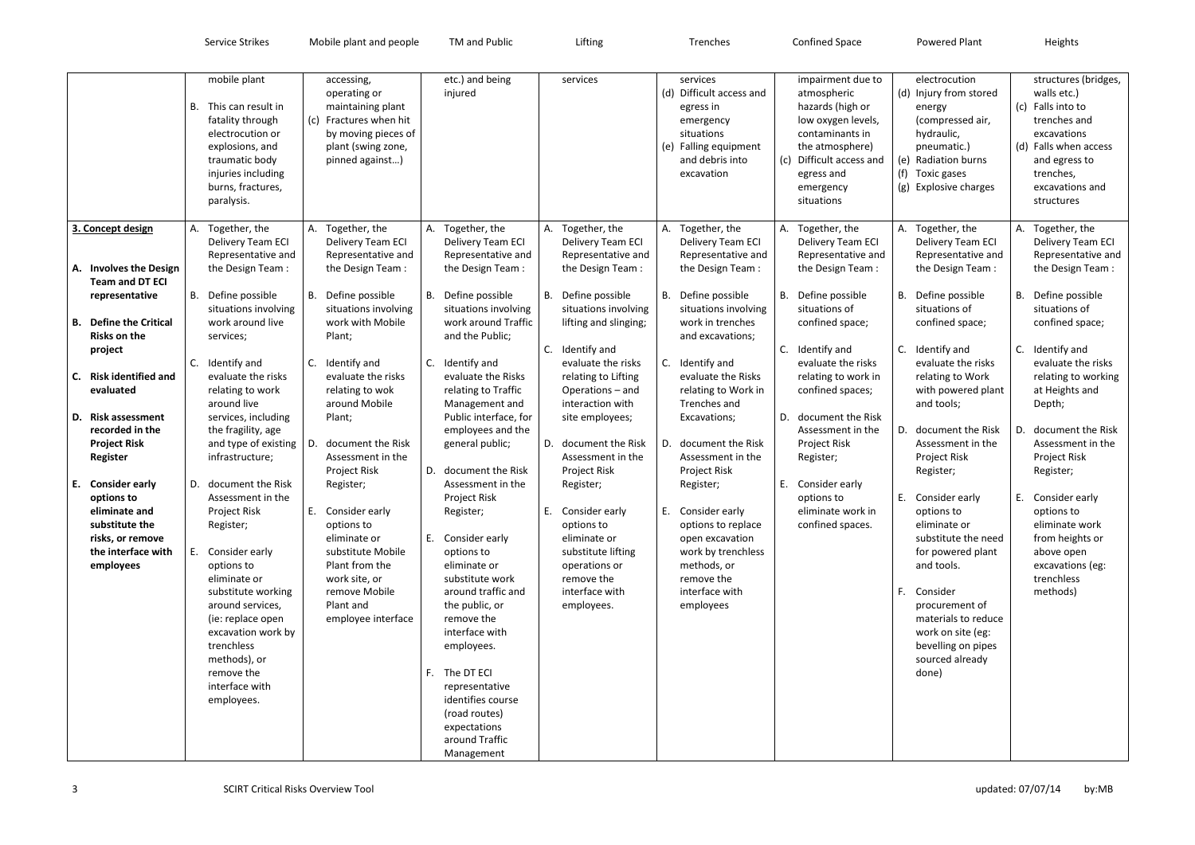| | Service Strikes | Mobile plant and people | TM and Public | Lifting | Trenches | Confined Space | Powered Plant | Heights |
|---|---|---|---|---|---|---|---|---|
| | mobile plant<br><br>B. This can result in fatality through electrocution or explosions, and traumatic body injuries including burns, fractures, paralysis. | accessing, operating or maintaining plant<br>(c) Fractures when hit by moving pieces of plant (swing zone, pinned against…) | etc.) and being injured | services | services<br>(d) Difficult access and egress in emergency situations<br>(e) Falling equipment and debris into excavation | impairment due to atmospheric hazards (high or low oxygen levels, contaminants in the atmosphere)<br>(c) Difficult access and egress and emergency situations | electrocution<br>(d) Injury from stored energy (compressed air, hydraulic, pneumatic.)<br>(e) Radiation burns<br>(f) Toxic gases<br>(g) Explosive charges | structures (bridges, walls etc.)<br>(c) Falls into to trenches and excavations<br>(d) Falls when access and egress to trenches, excavations and structures |
| **3. Concept design**<br><br>**A. Involves the Design Team and DT ECI representative**<br><br>**B. Define the Critical Risks on the project**<br><br>**C. Risk identified and evaluated**<br><br>**D. Risk assessment recorded in the Project Risk Register**<br><br>**E. Consider early options to eliminate and substitute the risks, or remove the interface with employees** | A. Together, the Delivery Team ECI Representative and the Design Team :<br><br>B. Define possible situations involving work around live services;<br><br>C. Identify and evaluate the risks relating to work around live services, including the fragility, age and type of existing infrastructure;<br><br>D. document the Risk Assessment in the Project Risk Register;<br><br>E. Consider early options to eliminate or substitute working around services, (ie: replace open excavation work by trenchless methods), or remove the interface with employees. | A. Together, the Delivery Team ECI Representative and the Design Team :<br><br>B. Define possible situations involving work with Mobile Plant;<br><br>C. Identify and evaluate the risks relating to wok around Mobile Plant;<br><br>D. document the Risk Assessment in the Project Risk Register;<br><br>E. Consider early options to eliminate or substitute Mobile Plant from the work site, or remove Mobile Plant and employee interface | A. Together, the Delivery Team ECI Representative and the Design Team :<br><br>B. Define possible situations involving work around Traffic and the Public;<br><br>C. Identify and evaluate the Risks relating to Traffic Management and Public interface, for employees and the general public;<br><br>D. document the Risk Assessment in the Project Risk Register;<br><br>E. Consider early options to eliminate or substitute work around traffic and the public, or remove the interface with employees.<br><br>F. The DT ECI representative identifies course (road routes) expectations around Traffic Management | A. Together, the Delivery Team ECI Representative and the Design Team :<br><br>B. Define possible situations involving lifting and slinging;<br><br>C. Identify and evaluate the risks relating to Lifting Operations – and interaction with site employees;<br><br>D. document the Risk Assessment in the Project Risk Register;<br><br>E. Consider early options to eliminate or substitute lifting operations or remove the interface with employees. | A. Together, the Delivery Team ECI Representative and the Design Team :<br><br>B. Define possible situations involving work in trenches and excavations;<br><br>C. Identify and evaluate the Risks relating to Work in Trenches and Excavations;<br><br>D. document the Risk Assessment in the Project Risk Register;<br><br>E. Consider early options to replace open excavation work by trenchless methods, or remove the interface with employees | A. Together, the Delivery Team ECI Representative and the Design Team :<br><br>B. Define possible situations of confined space;<br><br>C. Identify and evaluate the risks relating to work in confined spaces;<br><br>D. document the Risk Assessment in the Project Risk Register;<br><br>E. Consider early options to eliminate work in confined spaces. | A. Together, the Delivery Team ECI Representative and the Design Team :<br><br>B. Define possible situations of confined space;<br><br>C. Identify and evaluate the risks relating to Work with powered plant and tools;<br><br>D. document the Risk Assessment in the Project Risk Register;<br><br>E. Consider early options to eliminate or substitute the need for powered plant and tools.<br><br>F. Consider procurement of materials to reduce work on site (eg: bevelling on pipes sourced already done) | A. Together, the Delivery Team ECI Representative and the Design Team :<br><br>B. Define possible situations of confined space;<br><br>C. Identify and evaluate the risks relating to working at Heights and Depth;<br><br>D. document the Risk Assessment in the Project Risk Register;<br><br>E. Consider early options to eliminate work from heights or above open excavations (eg: trenchless methods) |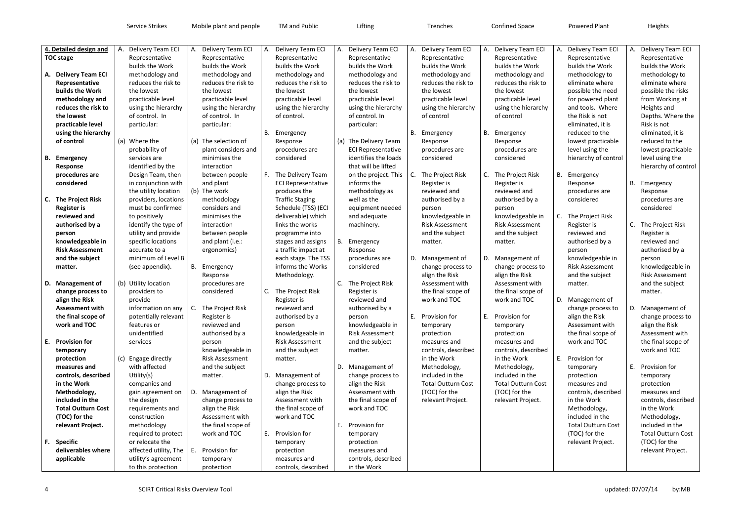| | Service Strikes | Mobile plant and people | TM and Public | Lifting | Trenches | Confined Space | Powered Plant | Heights |
|---|---|---|---|---|---|---|---|---|
| **4. Detailed design and TOC stage**<br><br>**A. Delivery Team ECI Representative builds the Work methodology and reduces the risk to the lowest practicable level using the hierarchy of control**<br><br>**B. Emergency Response procedures are considered**<br><br>**C. The Project Risk Register is reviewed and authorised by a person knowledgeable in Risk Assessment and the subject matter.**<br><br>**D. Management of change process to align the Risk Assessment with the final scope of work and TOC**<br><br>**E. Provision for temporary protection measures and controls, described in the Work Methodology, included in the Total Outturn Cost (TOC) for the relevant Project.**<br><br>**F. Specific deliverables where applicable** | A. Delivery Team ECI Representative builds the Work methodology and reduces the risk to the lowest practicable level using the hierarchy of control. In particular:<br><br>(a) Where the probability of services are identified by the Design Team, then in conjunction with the utility location providers, locations must be confirmed to positively identify the type of utility and provide specific locations accurate to a minimum of Level B (see appendix).<br><br>(b) Utility location providers to provide information on any potentially relevant features or unidentified services<br><br>(c) Engage directly with affected Utility(s) companies and gain agreement on the design requirements and construction methodology required to protect or relocate the affected utility, The utility's agreement to this protection | A. Delivery Team ECI Representative builds the Work methodology and reduces the risk to the lowest practicable level using the hierarchy of control. In particular:<br><br>(a) The selection of plant considers and minimises the interaction between people and plant<br>(b) The work methodology considers and minimises the interaction between people and plant (i.e.: ergonomics)<br><br>B. Emergency Response procedures are considered<br><br>C. The Project Risk Register is reviewed and authorised by a person knowledgeable in Risk Assessment and the subject matter.<br><br>D. Management of change process to align the Risk Assessment with the final scope of work and TOC<br><br>E. Provision for temporary protection | A. Delivery Team ECI Representative builds the Work methodology and reduces the risk to the lowest practicable level using the hierarchy of control.<br><br>B. Emergency Response procedures are considered<br><br>F. The Delivery Team ECI Representative produces the Traffic Staging Schedule (TSS) (ECI deliverable) which links the works programme into stages and assigns a traffic impact at each stage. The TSS informs the Works Methodology.<br><br>C. The Project Risk Register is reviewed and authorised by a person knowledgeable in Risk Assessment and the subject matter.<br><br>D. Management of change process to align the Risk Assessment with the final scope of work and TOC<br><br>E. Provision for temporary protection measures and controls, described | A. Delivery Team ECI Representative builds the Work methodology and reduces the risk to the lowest practicable level using the hierarchy of control. In particular:<br><br>(a) The Delivery Team ECI Representative identifies the loads that will be lifted on the project. This informs the methodology as well as the equipment needed and adequate machinery.<br><br>B. Emergency Response procedures are considered<br><br>C. The Project Risk Register is reviewed and authorised by a person knowledgeable in Risk Assessment and the subject matter.<br><br>D. Management of change process to align the Risk Assessment with the final scope of work and TOC<br><br>E. Provision for temporary protection measures and controls, described in the Work | A. Delivery Team ECI Representative builds the Work methodology and reduces the risk to the lowest practicable level using the hierarchy of control<br><br>B. Emergency Response procedures are considered<br><br>C. The Project Risk Register is reviewed and authorised by a person knowledgeable in Risk Assessment and the subject matter.<br><br>D. Management of change process to align the Risk Assessment with the final scope of work and TOC<br><br>E. Provision for temporary protection measures and controls, described in the Work Methodology, included in the Total Outturn Cost (TOC) for the relevant Project. | A. Delivery Team ECI Representative builds the Work methodology and reduces the risk to the lowest practicable level using the hierarchy of control<br><br>B. Emergency Response procedures are considered<br><br>C. The Project Risk Register is reviewed and authorised by a person knowledgeable in Risk Assessment and the subject matter.<br><br>D. Management of change process to align the Risk Assessment with the final scope of work and TOC<br><br>E. Provision for temporary protection measures and controls, described in the Work Methodology, included in the Total Outturn Cost (TOC) for the relevant Project. | A. Delivery Team ECI Representative builds the Work methodology to eliminate where possible the need for powered plant and tools. Where the Risk is not eliminated, it is reduced to the lowest practicable level using the hierarchy of control<br><br>B. Emergency Response procedures are considered<br><br>C. The Project Risk Register is reviewed and authorised by a person knowledgeable in Risk Assessment and the subject matter.<br><br>D. Management of change process to align the Risk Assessment with the final scope of work and TOC<br><br>E. Provision for temporary protection measures and controls, described in the Work Methodology, included in the Total Outturn Cost (TOC) for the relevant Project. | A. Delivery Team ECI Representative builds the Work methodology to eliminate where possible the risks from Working at Heights and Depths. Where the Risk is not eliminated, it is reduced to the lowest practicable level using the hierarchy of control<br><br>B. Emergency Response procedures are considered<br><br>C. The Project Risk Register is reviewed and authorised by a person knowledgeable in Risk Assessment and the subject matter.<br><br>D. Management of change process to align the Risk Assessment with the final scope of work and TOC<br><br>E. Provision for temporary protection measures and controls, described in the Work Methodology, included in the Total Outturn Cost (TOC) for the relevant Project. |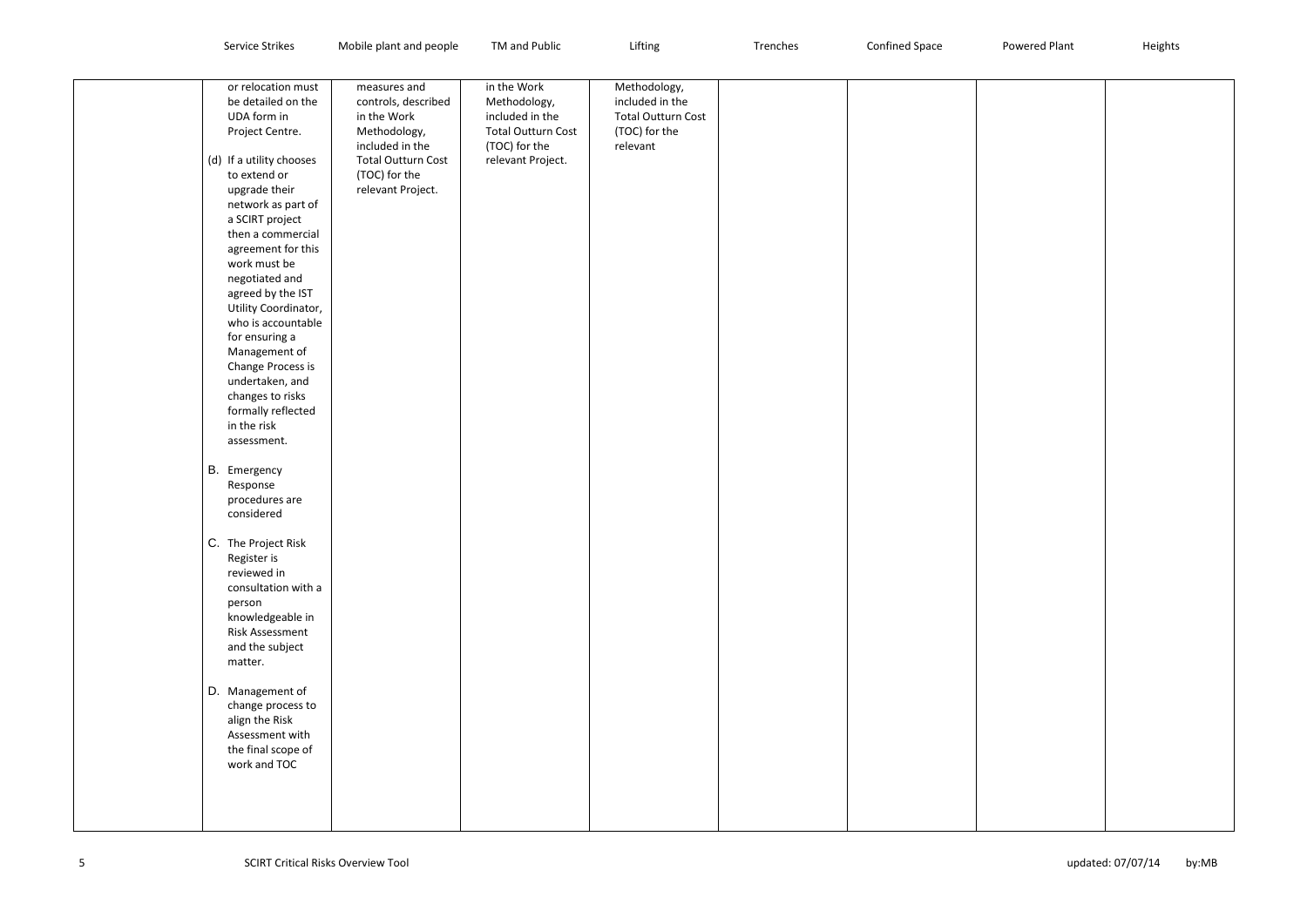| | Service Strikes | Mobile plant and people | TM and Public | Lifting | Trenches | Confined Space | Powered Plant | Heights |
|---|---|---|---|---|---|---|---|---|
| | or relocation must be detailed on the UDA form in Project Centre.<br><br>(d) If a utility chooses to extend or upgrade their network as part of a SCIRT project then a commercial agreement for this work must be negotiated and agreed by the IST Utility Coordinator, who is accountable for ensuring a Management of Change Process is undertaken, and changes to risks formally reflected in the risk assessment.<br><br>B. Emergency Response procedures are considered<br><br>C. The Project Risk Register is reviewed in consultation with a person knowledgeable in Risk Assessment and the subject matter.<br><br>D. Management of change process to align the Risk Assessment with the final scope of work and TOC | measures and controls, described in the Work Methodology, included in the Total Outturn Cost (TOC) for the relevant Project. | in the Work Methodology, included in the Total Outturn Cost (TOC) for the relevant Project. | Methodology, included in the Total Outturn Cost (TOC) for the relevant | | | | |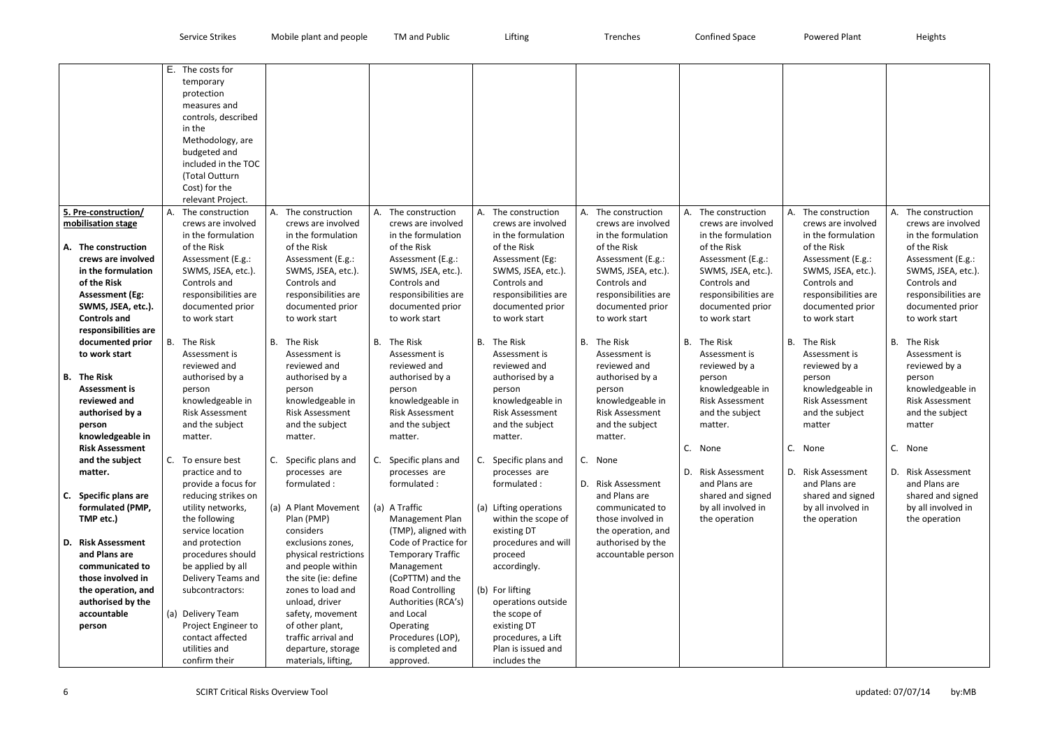| | Service Strikes | Mobile plant and people | TM and Public | Lifting | Trenches | Confined Space | Powered Plant | Heights |
|---|---|---|---|---|---|---|---|---|
| | E. The costs for temporary protection measures and controls, described in the Methodology, are budgeted and included in the TOC (Total Outturn Cost) for the relevant Project. | | | | | | | |
| **5. Pre-construction/ mobilisation stage**<br><br>**A. The construction crews are involved in the formulation of the Risk Assessment (Eg: SWMS, JSEA, etc.). Controls and responsibilities are documented prior to work start**<br><br>**B. The Risk Assessment is reviewed and authorised by a person knowledgeable in Risk Assessment and the subject matter.**<br><br>**C. Specific plans are formulated (PMP, TMP etc.)**<br><br>**D. Risk Assessment and Plans are communicated to those involved in the operation, and authorised by the accountable person** | A. The construction crews are involved in the formulation of the Risk Assessment (E.g.: SWMS, JSEA, etc.). Controls and responsibilities are documented prior to work start<br><br>B. The Risk Assessment is reviewed and authorised by a person knowledgeable in Risk Assessment and the subject matter.<br><br>C. To ensure best practice and to provide a focus for reducing strikes on utility networks, the following service location and protection procedures should be applied by all Delivery Teams and subcontractors:<br><br>(a) Delivery Team Project Engineer to contact affected utilities and confirm their | A. The construction crews are involved in the formulation of the Risk Assessment (E.g.: SWMS, JSEA, etc.). Controls and responsibilities are documented prior to work start<br><br>B. The Risk Assessment is reviewed and authorised by a person knowledgeable in Risk Assessment and the subject matter.<br><br>C. Specific plans and processes are formulated :<br><br>(a) A Plant Movement Plan (PMP) considers exclusions zones, physical restrictions and people within the site (ie: define zones to load and unload, driver safety, movement of other plant, traffic arrival and departure, storage materials, lifting, | A. The construction crews are involved in the formulation of the Risk Assessment (E.g.: SWMS, JSEA, etc.). Controls and responsibilities are documented prior to work start<br><br>B. The Risk Assessment is reviewed and authorised by a person knowledgeable in Risk Assessment and the subject matter.<br><br>C. Specific plans and processes are formulated :<br><br>(a) A Traffic Management Plan (TMP), aligned with Code of Practice for Temporary Traffic Management (CoPTTM) and the Road Controlling Authorities (RCA's) and Local Operating Procedures (LOP), is completed and approved. | A. The construction crews are involved in the formulation of the Risk Assessment (Eg: SWMS, JSEA, etc.). Controls and responsibilities are documented prior to work start<br><br>B. The Risk Assessment is reviewed and authorised by a person knowledgeable in Risk Assessment and the subject matter.<br><br>C. Specific plans and processes are formulated :<br><br>(a) Lifting operations within the scope of existing DT procedures and will proceed accordingly.<br><br>(b) For lifting operations outside the scope of existing DT procedures, a Lift Plan is issued and includes the | A. The construction crews are involved in the formulation of the Risk Assessment (E.g.: SWMS, JSEA, etc.). Controls and responsibilities are documented prior to work start<br><br>B. The Risk Assessment is reviewed and authorised by a person knowledgeable in Risk Assessment and the subject matter.<br><br>C. None<br><br>D. Risk Assessment and Plans are communicated to those involved in the operation, and authorised by the accountable person | A. The construction crews are involved in the formulation of the Risk Assessment (E.g.: SWMS, JSEA, etc.). Controls and responsibilities are documented prior to work start<br><br>B. The Risk Assessment is reviewed by a person knowledgeable in Risk Assessment and the subject matter.<br><br>C. None<br><br>D. Risk Assessment and Plans are shared and signed by all involved in the operation | A. The construction crews are involved in the formulation of the Risk Assessment (E.g.: SWMS, JSEA, etc.). Controls and responsibilities are documented prior to work start<br><br>B. The Risk Assessment is reviewed by a person knowledgeable in Risk Assessment and the subject matter<br><br>C. None<br><br>D. Risk Assessment and Plans are shared and signed by all involved in the operation | A. The construction crews are involved in the formulation of the Risk Assessment (E.g.: SWMS, JSEA, etc.). Controls and responsibilities are documented prior to work start<br><br>B. The Risk Assessment is reviewed by a person knowledgeable in Risk Assessment and the subject matter<br><br>C. None<br><br>D. Risk Assessment and Plans are shared and signed by all involved in the operation |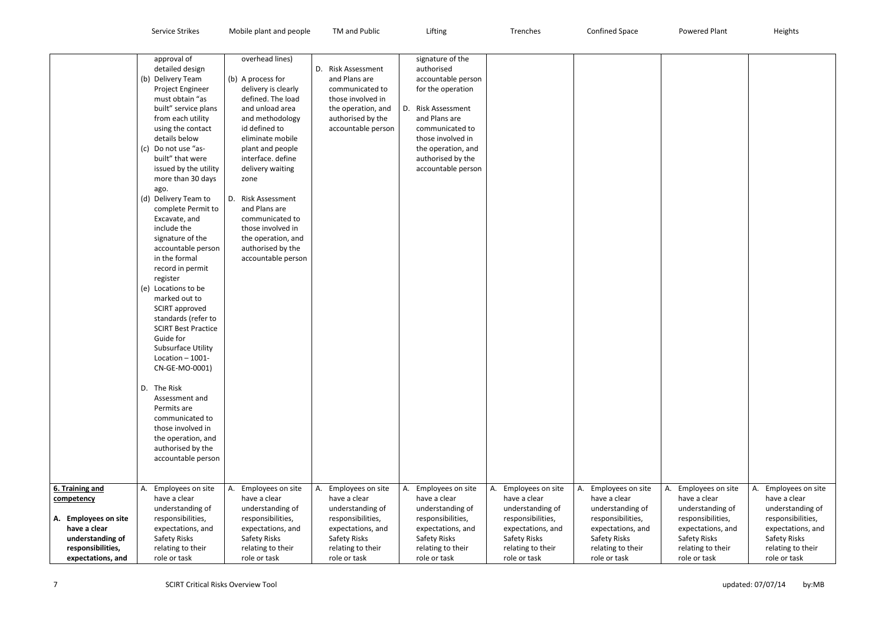| | Service Strikes | Mobile plant and people | TM and Public | Lifting | Trenches | Confined Space | Powered Plant | Heights |
|---|---|---|---|---|---|---|---|---|
| | approval of detailed design<br>(b) Delivery Team Project Engineer must obtain "as built" service plans from each utility using the contact details below<br>(c) Do not use "as-built" that were issued by the utility more than 30 days ago.<br>(d) Delivery Team to complete Permit to Excavate, and include the signature of the accountable person in the formal record in permit register<br>(e) Locations to be marked out to SCIRT approved standards (refer to SCIRT Best Practice Guide for Subsurface Utility Location – 1001-CN-GE-MO-0001)<br><br>D. The Risk Assessment and Permits are communicated to those involved in the operation, and authorised by the accountable person | overhead lines)<br><br>(b) A process for delivery is clearly defined. The load and unload area and methodology id defined to eliminate mobile plant and people interface. define delivery waiting zone<br><br>D. Risk Assessment and Plans are communicated to those involved in the operation, and authorised by the accountable person | D. Risk Assessment and Plans are communicated to those involved in the operation, and authorised by the accountable person | signature of the authorised accountable person for the operation<br><br>D. Risk Assessment and Plans are communicated to those involved in the operation, and authorised by the accountable person | | | | |
| **6. Training and competency**<br><br>**A. Employees on site have a clear understanding of responsibilities, expectations, and** | A. Employees on site have a clear understanding of responsibilities, expectations, and Safety Risks relating to their role or task | A. Employees on site have a clear understanding of responsibilities, expectations, and Safety Risks relating to their role or task | A. Employees on site have a clear understanding of responsibilities, expectations, and Safety Risks relating to their role or task | A. Employees on site have a clear understanding of responsibilities, expectations, and Safety Risks relating to their role or task | A. Employees on site have a clear understanding of responsibilities, expectations, and Safety Risks relating to their role or task | A. Employees on site have a clear understanding of responsibilities, expectations, and Safety Risks relating to their role or task | A. Employees on site have a clear understanding of responsibilities, expectations, and Safety Risks relating to their role or task | A. Employees on site have a clear understanding of responsibilities, expectations, and Safety Risks relating to their role or task |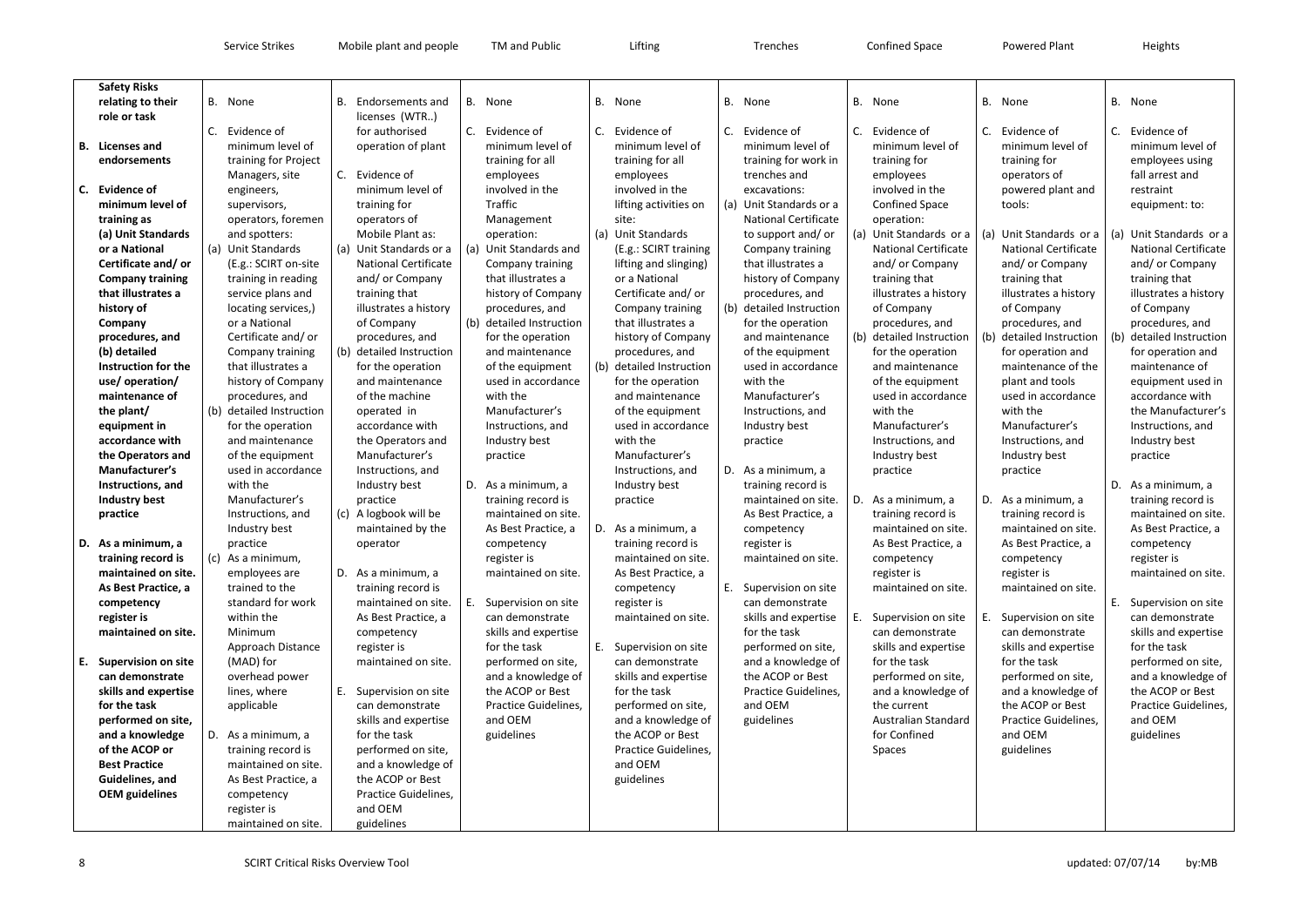| | Service Strikes | Mobile plant and people | TM and Public | Lifting | Trenches | Confined Space | Powered Plant | Heights |
|---|---|---|---|---|---|---|---|---|
| **Safety Risks relating to their role or task**<br><br>**B. Licenses and endorsements**<br><br>**C. Evidence of minimum level of training as (a) Unit Standards or a National Certificate and/ or Company training that illustrates a history of Company procedures, and (b) detailed Instruction for the use/ operation/ maintenance of the plant/ equipment in accordance with the Operators and Manufacturer's Instructions, and Industry best practice**<br><br>**D. As a minimum, a training record is maintained on site. As Best Practice, a competency register is maintained on site.**<br><br>**E. Supervision on site can demonstrate skills and expertise for the task performed on site, and a knowledge of the ACOP or Best Practice Guidelines, and OEM guidelines** | B. None<br><br>C. Evidence of minimum level of training for Project Managers, site engineers, supervisors, operators, foremen and spotters:<br>(a) Unit Standards (E.g.: SCIRT on-site training in reading service plans and locating services,) or a National Certificate and/ or Company training that illustrates a history of Company procedures, and<br>(b) detailed Instruction for the operation and maintenance of the equipment used in accordance with the Manufacturer's Instructions, and Industry best practice<br>(c) As a minimum, employees are trained to the standard for work within the Minimum Approach Distance (MAD) for overhead power lines, where applicable<br><br>D. As a minimum, a training record is maintained on site. As Best Practice, a competency register is maintained on site. | B. Endorsements and licenses (WTR..) for authorised operation of plant<br><br>C. Evidence of minimum level of training for operators of Mobile Plant as:<br>(a) Unit Standards or a National Certificate and/ or Company training that illustrates a history of Company procedures, and<br>(b) detailed Instruction for the operation and maintenance of the machine operated in accordance with the Operators and Manufacturer's Instructions, and Industry best practice<br>(c) A logbook will be maintained by the operator<br><br>D. As a minimum, a training record is maintained on site. As Best Practice, a competency register is maintained on site.<br><br>E. Supervision on site can demonstrate skills and expertise for the task performed on site, and a knowledge of the ACOP or Best Practice Guidelines, and OEM guidelines | B. None<br><br>C. Evidence of minimum level of training for all employees involved in the Traffic Management operation:<br>(a) Unit Standards and Company training that illustrates a history of Company procedures, and<br>(b) detailed Instruction for the operation and maintenance of the equipment used in accordance with the Manufacturer's Instructions, and Industry best practice<br><br>D. As a minimum, a training record is maintained on site. As Best Practice, a competency register is maintained on site.<br><br>E. Supervision on site can demonstrate skills and expertise for the task performed on site, and a knowledge of the ACOP or Best Practice Guidelines, and OEM guidelines | B. None<br><br>C. Evidence of minimum level of training for all employees involved in the lifting activities on site:<br>(a) Unit Standards (E.g.: SCIRT training lifting and slinging) or a National Certificate and/ or Company training that illustrates a history of Company procedures, and<br>(b) detailed Instruction for the operation and maintenance of the equipment used in accordance with the Manufacturer's Instructions, and Industry best practice<br><br>D. As a minimum, a training record is maintained on site. As Best Practice, a competency register is maintained on site.<br><br>E. Supervision on site can demonstrate skills and expertise for the task performed on site, and a knowledge of the ACOP or Best Practice Guidelines, and OEM guidelines | B. None<br><br>C. Evidence of minimum level of training for work in trenches and excavations:<br>(a) Unit Standards or a National Certificate to support and/ or Company training that illustrates a history of Company procedures, and<br>(b) detailed Instruction for the operation and maintenance of the equipment used in accordance with the Manufacturer's Instructions, and Industry best practice<br><br>D. As a minimum, a training record is maintained on site. As Best Practice, a competency register is maintained on site.<br><br>E. Supervision on site can demonstrate skills and expertise for the task performed on site, and a knowledge of the ACOP or Best Practice Guidelines, and OEM guidelines | B. None<br><br>C. Evidence of minimum level of training for employees involved in the Confined Space operation:<br>(a) Unit Standards or a National Certificate and/ or Company training that illustrates a history of Company procedures, and<br>(b) detailed Instruction for the operation and maintenance of the equipment used in accordance with the Manufacturer's Instructions, and Industry best practice<br><br>D. As a minimum, a training record is maintained on site. As Best Practice, a competency register is maintained on site.<br><br>E. Supervision on site can demonstrate skills and expertise for the task performed on site, and a knowledge of the current Australian Standard for Confined Spaces | B. None<br><br>C. Evidence of minimum level of training for operators of powered plant and tools:<br>(a) Unit Standards or a National Certificate and/ or Company training that illustrates a history of Company procedures, and<br>(b) detailed Instruction for operation and maintenance of the plant and tools used in accordance with the Manufacturer's Instructions, and Industry best practice<br><br>D. As a minimum, a training record is maintained on site. As Best Practice, a competency register is maintained on site.<br><br>E. Supervision on site can demonstrate skills and expertise for the task performed on site, and a knowledge of the ACOP or Best Practice Guidelines, and OEM guidelines | B. None<br><br>C. Evidence of minimum level of employees using fall arrest and restraint equipment: to:<br>(a) Unit Standards or a National Certificate and/ or Company training that illustrates a history of Company procedures, and<br>(b) detailed Instruction for operation and maintenance of equipment used in accordance with the Manufacturer's Instructions, and Industry best practice<br><br>D. As a minimum, a training record is maintained on site. As Best Practice, a competency register is maintained on site.<br><br>E. Supervision on site can demonstrate skills and expertise for the task performed on site, and a knowledge of the ACOP or Best Practice Guidelines, and OEM guidelines |

SCIRT Critical Risks Overview Tool — updated: 07/07/14 by:MB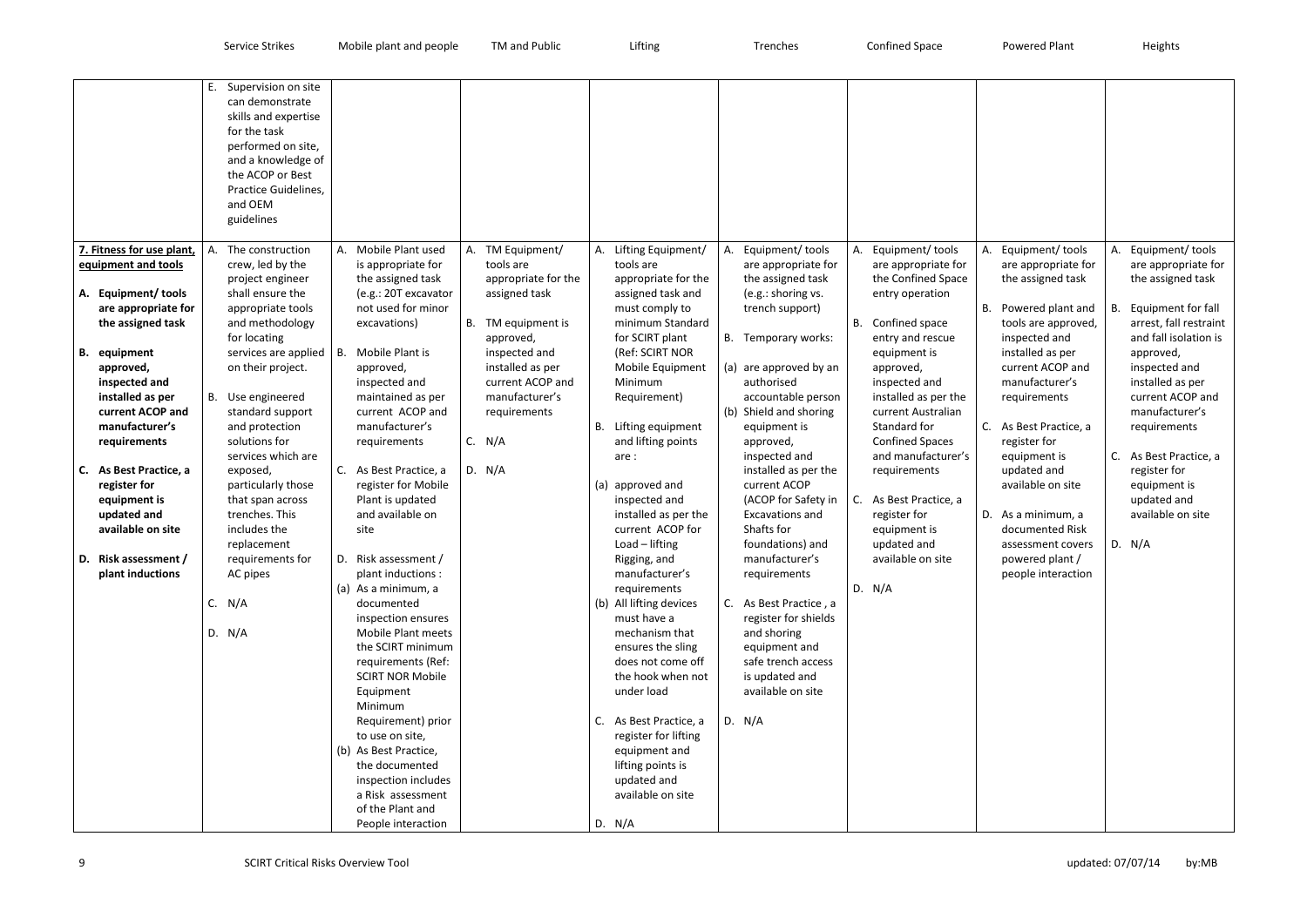| | Service Strikes | Mobile plant and people | TM and Public | Lifting | Trenches | Confined Space | Powered Plant | Heights |
|---|---|---|---|---|---|---|---|---|
| | E. Supervision on site can demonstrate skills and expertise for the task performed on site, and a knowledge of the ACOP or Best Practice Guidelines, and OEM guidelines | | | | | | | |
| **7. Fitness for use plant, equipment and tools**<br><br>**A. Equipment/ tools are appropriate for the assigned task**<br><br>**B. equipment approved, inspected and installed as per current ACOP and manufacturer's requirements**<br><br>**C. As Best Practice, a register for equipment is updated and available on site**<br><br>**D. Risk assessment / plant inductions** | A. The construction crew, led by the project engineer shall ensure the appropriate tools and methodology for locating services are applied on their project.<br><br>B. Use engineered standard support and protection solutions for services which are exposed, particularly those that span across trenches. This includes the replacement requirements for AC pipes<br><br>C. N/A<br><br>D. N/A | A. Mobile Plant used is appropriate for the assigned task (e.g.: 20T excavator not used for minor excavations)<br><br>B. Mobile Plant is approved, inspected and maintained as per current ACOP and manufacturer's requirements<br><br>C. As Best Practice, a register for Mobile Plant is updated and available on site<br><br>D. Risk assessment / plant inductions :<br>(a) As a minimum, a documented inspection ensures Mobile Plant meets the SCIRT minimum requirements (Ref: SCIRT NOR Mobile Equipment Minimum Requirement) prior to use on site,<br>(b) As Best Practice, the documented inspection includes a Risk assessment of the Plant and People interaction | A. TM Equipment/ tools are appropriate for the assigned task<br><br>B. TM equipment is approved, inspected and installed as per current ACOP and manufacturer's requirements<br><br>C. N/A<br><br>D. N/A | A. Lifting Equipment/ tools are appropriate for the assigned task and must comply to minimum Standard for SCIRT plant (Ref: SCIRT NOR Mobile Equipment Minimum Requirement)<br><br>B. Lifting equipment and lifting points are :<br>(a) approved and inspected and installed as per the current ACOP for Load – lifting Rigging, and manufacturer's requirements<br>(b) All lifting devices must have a mechanism that ensures the sling does not come off the hook when not under load<br><br>C. As Best Practice, a register for lifting equipment and lifting points is updated and available on site<br><br>D. N/A | A. Equipment/ tools are appropriate for the assigned task (e.g.: shoring vs. trench support)<br><br>B. Temporary works:<br>(a) are approved by an authorised accountable person<br>(b) Shield and shoring equipment is approved, inspected and installed as per the current ACOP (ACOP for Safety in Excavations and Shafts for foundations) and manufacturer's requirements<br><br>C. As Best Practice , a register for shields and shoring equipment and safe trench access is updated and available on site<br><br>D. N/A | A. Equipment/ tools are appropriate for the Confined Space entry operation<br><br>B. Confined space entry and rescue equipment is approved, inspected and installed as per the current Australian Standard for Confined Spaces and manufacturer's requirements<br><br>C. As Best Practice, a register for equipment is updated and available on site<br><br>D. N/A | A. Equipment/ tools are appropriate for the assigned task<br><br>B. Powered plant and tools are approved, inspected and installed as per current ACOP and manufacturer's requirements<br><br>C. As Best Practice, a register for equipment is updated and available on site<br><br>D. As a minimum, a documented Risk assessment covers powered plant / people interaction | A. Equipment/ tools are appropriate for the assigned task<br><br>B. Equipment for fall arrest, fall restraint and fall isolation is approved, inspected and installed as per current ACOP and manufacturer's requirements<br><br>C. As Best Practice, a register for equipment is updated and available on site<br><br>D. N/A |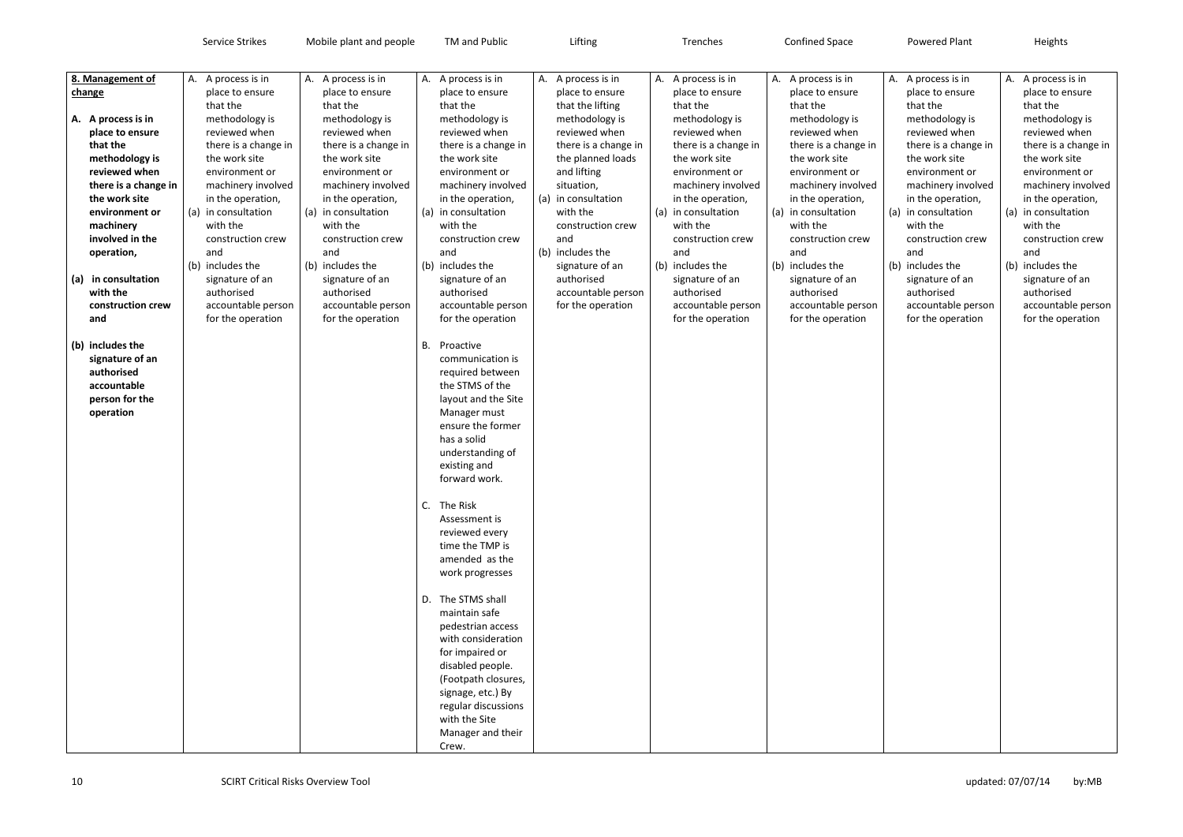| | Service Strikes | Mobile plant and people | TM and Public | Lifting | Trenches | Confined Space | Powered Plant | Heights |
|---|---|---|---|---|---|---|---|---|
| **8. Management of change**<br><br>**A. A process is in place to ensure that the methodology is reviewed when there is a change in the work site environment or machinery involved in the operation,**<br><br>**(a) in consultation with the construction crew and**<br><br>**(b) includes the signature of an authorised accountable person for the operation** | A. A process is in place to ensure that the methodology is reviewed when there is a change in the work site environment or machinery involved in the operation,<br>(a) in consultation with the construction crew and<br>(b) includes the signature of an authorised accountable person for the operation | A. A process is in place to ensure that the methodology is reviewed when there is a change in the work site environment or machinery involved in the operation,<br>(a) in consultation with the construction crew and<br>(b) includes the signature of an authorised accountable person for the operation | A. A process is in place to ensure that the methodology is reviewed when there is a change in the work site environment or machinery involved in the operation,<br>(a) in consultation with the construction crew and<br>(b) includes the signature of an authorised accountable person for the operation<br><br>B. Proactive communication is required between the STMS of the layout and the Site Manager must ensure the former has a solid understanding of existing and forward work.<br><br>C. The Risk Assessment is reviewed every time the TMP is amended as the work progresses<br><br>D. The STMS shall maintain safe pedestrian access with consideration for impaired or disabled people. (Footpath closures, signage, etc.) By regular discussions with the Site Manager and their Crew. | A. A process is in place to ensure that the lifting methodology is reviewed when there is a change in the planned loads and lifting situation,<br>(a) in consultation with the construction crew and<br>(b) includes the signature of an authorised accountable person for the operation | A. A process is in place to ensure that the methodology is reviewed when there is a change in the work site environment or machinery involved in the operation,<br>(a) in consultation with the construction crew and<br>(b) includes the signature of an authorised accountable person for the operation | A. A process is in place to ensure that the methodology is reviewed when there is a change in the work site environment or machinery involved in the operation,<br>(a) in consultation with the construction crew and<br>(b) includes the signature of an authorised accountable person for the operation | A. A process is in place to ensure that the methodology is reviewed when there is a change in the work site environment or machinery involved in the operation,<br>(a) in consultation with the construction crew and<br>(b) includes the signature of an authorised accountable person for the operation | A. A process is in place to ensure that the methodology is reviewed when there is a change in the work site environment or machinery involved in the operation,<br>(a) in consultation with the construction crew and<br>(b) includes the signature of an authorised accountable person for the operation |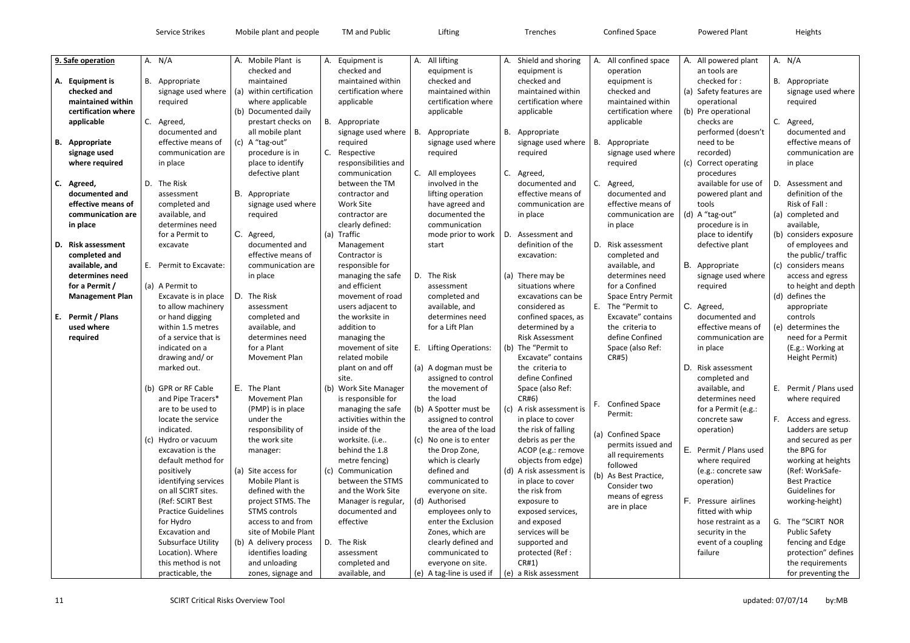| | Service Strikes | Mobile plant and people | TM and Public | Lifting | Trenches | Confined Space | Powered Plant | Heights |
|---|---|---|---|---|---|---|---|---|
| **9. Safe operation**<br><br>**A. Equipment is checked and maintained within certification where applicable**<br><br>**B. Appropriate signage used where required**<br><br>**C. Agreed, documented and effective means of communication are in place**<br><br>**D. Risk assessment completed and available, and determines need for a Permit / Management Plan**<br><br>**E. Permit / Plans used where required** | A. N/A<br><br>B. Appropriate signage used where required<br><br>C. Agreed, documented and effective means of communication are in place<br><br>D. The Risk assessment completed and available, and determines need for a Permit to excavate<br><br>E. Permit to Excavate:<br><br>(a) A Permit to Excavate is in place to allow machinery or hand digging within 1.5 metres of a service that is indicated on a drawing and/ or marked out.<br><br>(b) GPR or RF Cable and Pipe Tracers* are to be used to locate the service indicated.<br>(c) Hydro or vacuum excavation is the default method for positively identifying services on all SCIRT sites. (Ref: SCIRT Best Practice Guidelines for Hydro Excavation and Subsurface Utility Location). Where this method is not practicable, the | A. Mobile Plant is checked and maintained<br>(a) within certification where applicable<br>(b) Documented daily prestart checks on all mobile plant<br>(c) A "tag-out" procedure is in place to identify defective plant<br><br>B. Appropriate signage used where required<br><br>C. Agreed, documented and effective means of communication are in place<br><br>D. The Risk assessment completed and available, and determines need for a Plant Movement Plan<br><br>E. The Plant Movement Plan (PMP) is in place under the responsibility of the work site manager:<br><br>(a) Site access for Mobile Plant is defined with the project STMS. The STMS controls access to and from site of Mobile Plant<br>(b) A delivery process identifies loading and unloading zones, signage and | A. Equipment is checked and maintained within certification where applicable<br><br>B. Appropriate signage used where required<br>C. Respective responsibilities and communication between the TM contractor and Work Site contractor are clearly defined:<br>(a) Traffic Management Contractor is responsible for managing the safe and efficient movement of road users adjacent to the worksite in addition to managing the movement of site related mobile plant on and off site.<br>(b) Work Site Manager is responsible for managing the safe activities within the inside of the worksite. (i.e.. behind the 1.8 metre fencing)<br>(c) Communication between the STMS and the Work Site Manager is regular, documented and effective<br><br>D. The Risk assessment completed and available, and | A. All lifting equipment is checked and maintained within certification where applicable<br><br>B. Appropriate signage used where required<br><br>C. All employees involved in the lifting operation have agreed and documented the communication mode prior to work start<br><br>D. The Risk assessment completed and available, and determines need for a Lift Plan<br><br>E. Lifting Operations:<br><br>(a) A dogman must be assigned to control the movement of the load<br>(b) A Spotter must be assigned to control the area of the load<br>(c) No one is to enter the Drop Zone, which is clearly defined and communicated to everyone on-site.<br>(d) Authorised employees only to enter the Exclusion Zones, which are clearly defined and communicated to everyone on-site.<br>(e) A tag-line is used if | A. Shield and shoring equipment is checked and maintained within certification where applicable<br><br>B. Appropriate signage used where required<br><br>C. Agreed, documented and effective means of communication are in place<br><br>D. Assessment and definition of the excavation:<br><br>(a) There may be situations where excavations can be considered as confined spaces, as determined by a Risk Assessment<br>(b) The "Permit to Excavate" contains the criteria to define Confined Space (also Ref: CR#6)<br>(c) A risk assessment is in place to cover the risk of falling debris as per the ACOP (e.g.: remove objects from edge)<br>(d) A risk assessment is in place to cover the risk from exposure to exposed services, and exposed services will be supported and protected (Ref : CR#1)<br>(e) a Risk assessment | A. All confined space operation equipment is checked and maintained within certification where applicable<br><br>B. Appropriate signage used where required<br><br>C. Agreed, documented and effective means of communication are in place<br><br>D. Risk assessment completed and available, and determines need for a Confined Space Entry Permit<br>E. The "Permit to Excavate" contains the criteria to define Confined Space (also Ref: CR#5)<br><br>F. Confined Space Permit:<br><br>(a) Confined Space permits issued and all requirements followed<br>(b) As Best Practice, Consider two means of egress are in place | A. All powered plant an tools are checked for :<br>(a) Safety features are operational<br>(b) Pre operational checks are performed (doesn't need to be recorded)<br>(c) Correct operating procedures available for use of powered plant and tools<br>(d) A "tag-out" procedure is in place to identify defective plant<br><br>B. Appropriate signage used where required<br><br>C. Agreed, documented and effective means of communication are in place<br><br>D. Risk assessment completed and available, and determines need for a Permit (e.g.: concrete saw operation)<br><br>E. Permit / Plans used where required (e.g.: concrete saw operation)<br><br>F. Pressure airlines fitted with whip hose restraint as a security in the event of a coupling failure | A. N/A<br><br>B. Appropriate signage used where required<br><br>C. Agreed, documented and effective means of communication are in place<br><br>D. Assessment and definition of the Risk of Fall :<br>(a) completed and available,<br>(b) considers exposure of employees and the public/ traffic<br>(c) considers means access and egress to height and depth<br>(d) defines the appropriate controls<br>(e) determines the need for a Permit (E.g.: Working at Height Permit)<br><br>E. Permit / Plans used where required<br><br>F. Access and egress. Ladders are setup and secured as per the BPG for working at heights (Ref: WorkSafe-Best Practice Guidelines for working-height)<br><br>G. The "SCIRT NOR Public Safety fencing and Edge protection" defines the requirements for preventing the |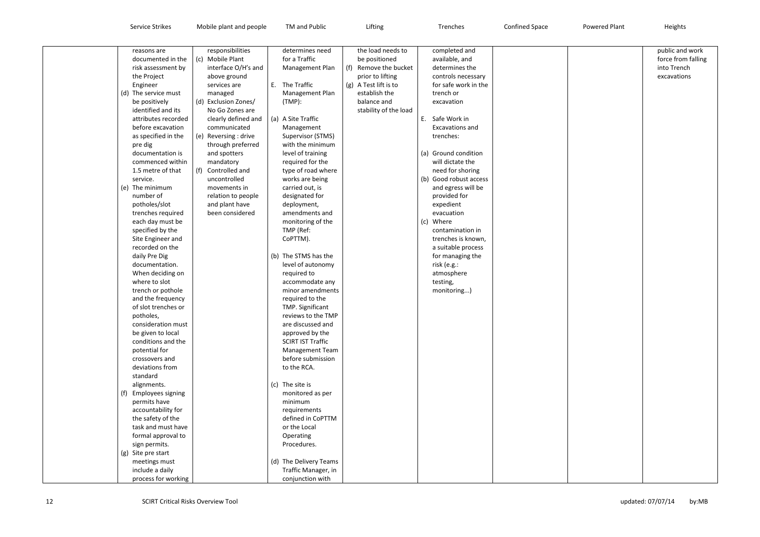| | Service Strikes | Mobile plant and people | TM and Public | Lifting | Trenches | Confined Space | Powered Plant | Heights |
|---|---|---|---|---|---|---|---|---|
| | reasons are documented in the risk assessment by the Project Engineer<br>(d) The service must be positively identified and its attributes recorded before excavation as specified in the pre dig documentation is commenced within 1.5 metre of that service.<br>(e) The minimum number of potholes/slot trenches required each day must be specified by the Site Engineer and recorded on the daily Pre Dig documentation. When deciding on where to slot trench or pothole and the frequency of slot trenches or potholes, consideration must be given to local conditions and the potential for crossovers and deviations from standard alignments.<br>(f) Employees signing permits have accountability for the safety of the task and must have formal approval to sign permits.<br>(g) Site pre start meetings must include a daily process for working | responsibilities<br>(c) Mobile Plant interface O/H's and above ground services are managed<br>(d) Exclusion Zones/ No Go Zones are clearly defined and communicated<br>(e) Reversing : drive through preferred and spotters mandatory<br>(f) Controlled and uncontrolled movements in relation to people and plant have been considered | determines need for a Traffic Management Plan<br><br>E. The Traffic Management Plan (TMP):<br><br>(a) A Site Traffic Management Supervisor (STMS) with the minimum level of training required for the type of road where works are being carried out, is designated for deployment, amendments and monitoring of the TMP (Ref: CoPTTM).<br><br>(b) The STMS has the level of autonomy required to accommodate any minor amendments required to the TMP. Significant reviews to the TMP are discussed and approved by the SCIRT IST Traffic Management Team before submission to the RCA.<br><br>(c) The site is monitored as per minimum requirements defined in CoPTTM or the Local Operating Procedures.<br><br>(d) The Delivery Teams Traffic Manager, in conjunction with | the load needs to be positioned<br>(f) Remove the bucket prior to lifting<br>(g) A Test lift is to establish the balance and stability of the load | completed and available, and determines the controls necessary for safe work in the trench or excavation<br><br>E. Safe Work in Excavations and trenches:<br><br>(a) Ground condition will dictate the need for shoring<br>(b) Good robust access and egress will be provided for expedient evacuation<br>(c) Where contamination in trenches is known, a suitable process for managing the risk (e.g.: atmosphere testing, monitoring...) | | | public and work force from falling into Trench excavations |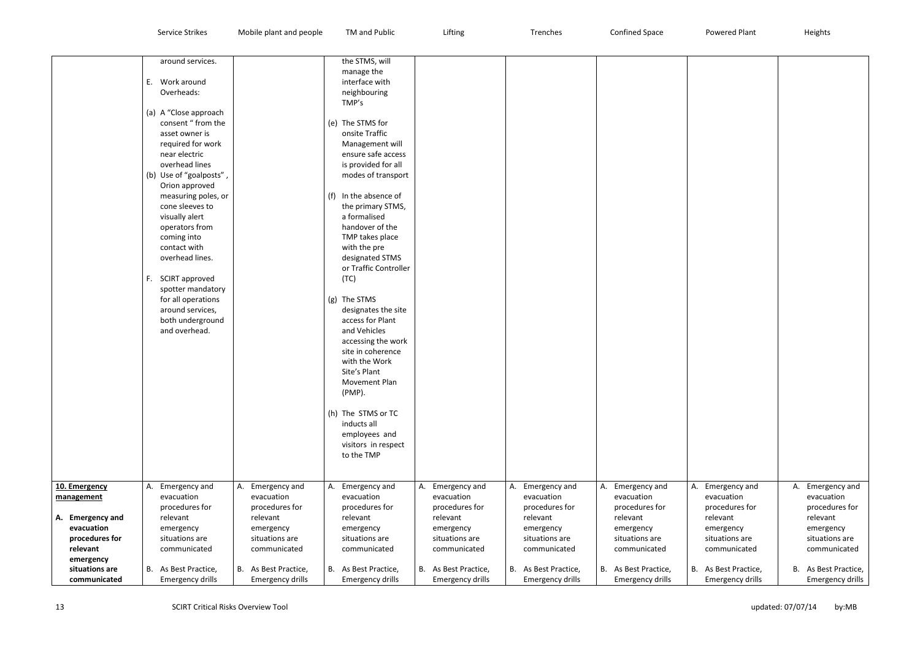| | Service Strikes | Mobile plant and people | TM and Public | Lifting | Trenches | Confined Space | Powered Plant | Heights |
|---|---|---|---|---|---|---|---|---|
| | around services.<br><br>E. Work around Overheads:<br><br>(a) A "Close approach consent " from the asset owner is required for work near electric overhead lines<br>(b) Use of "goalposts" , Orion approved measuring poles, or cone sleeves to visually alert operators from coming into contact with overhead lines.<br><br>F. SCIRT approved spotter mandatory for all operations around services, both underground and overhead. | | the STMS, will manage the interface with neighbouring TMP's<br><br>(e) The STMS for onsite Traffic Management will ensure safe access is provided for all modes of transport<br><br>(f) In the absence of the primary STMS, a formalised handover of the TMP takes place with the pre designated STMS or Traffic Controller (TC)<br><br>(g) The STMS designates the site access for Plant and Vehicles accessing the work site in coherence with the Work Site's Plant Movement Plan (PMP).<br><br>(h) The STMS or TC inducts all employees and visitors in respect to the TMP | | | | | |
| **10. Emergency management**<br><br>**A. Emergency and evacuation procedures for relevant emergency situations are communicated** | A. Emergency and evacuation procedures for relevant emergency situations are communicated<br><br>B. As Best Practice, Emergency drills | A. Emergency and evacuation procedures for relevant emergency situations are communicated<br><br>B. As Best Practice, Emergency drills | A. Emergency and evacuation procedures for relevant emergency situations are communicated<br><br>B. As Best Practice, Emergency drills | A. Emergency and evacuation procedures for relevant emergency situations are communicated<br><br>B. As Best Practice, Emergency drills | A. Emergency and evacuation procedures for relevant emergency situations are communicated<br><br>B. As Best Practice, Emergency drills | A. Emergency and evacuation procedures for relevant emergency situations are communicated<br><br>B. As Best Practice, Emergency drills | A. Emergency and evacuation procedures for relevant emergency situations are communicated<br><br>B. As Best Practice, Emergency drills | A. Emergency and evacuation procedures for relevant emergency situations are communicated<br><br>B. As Best Practice, Emergency drills |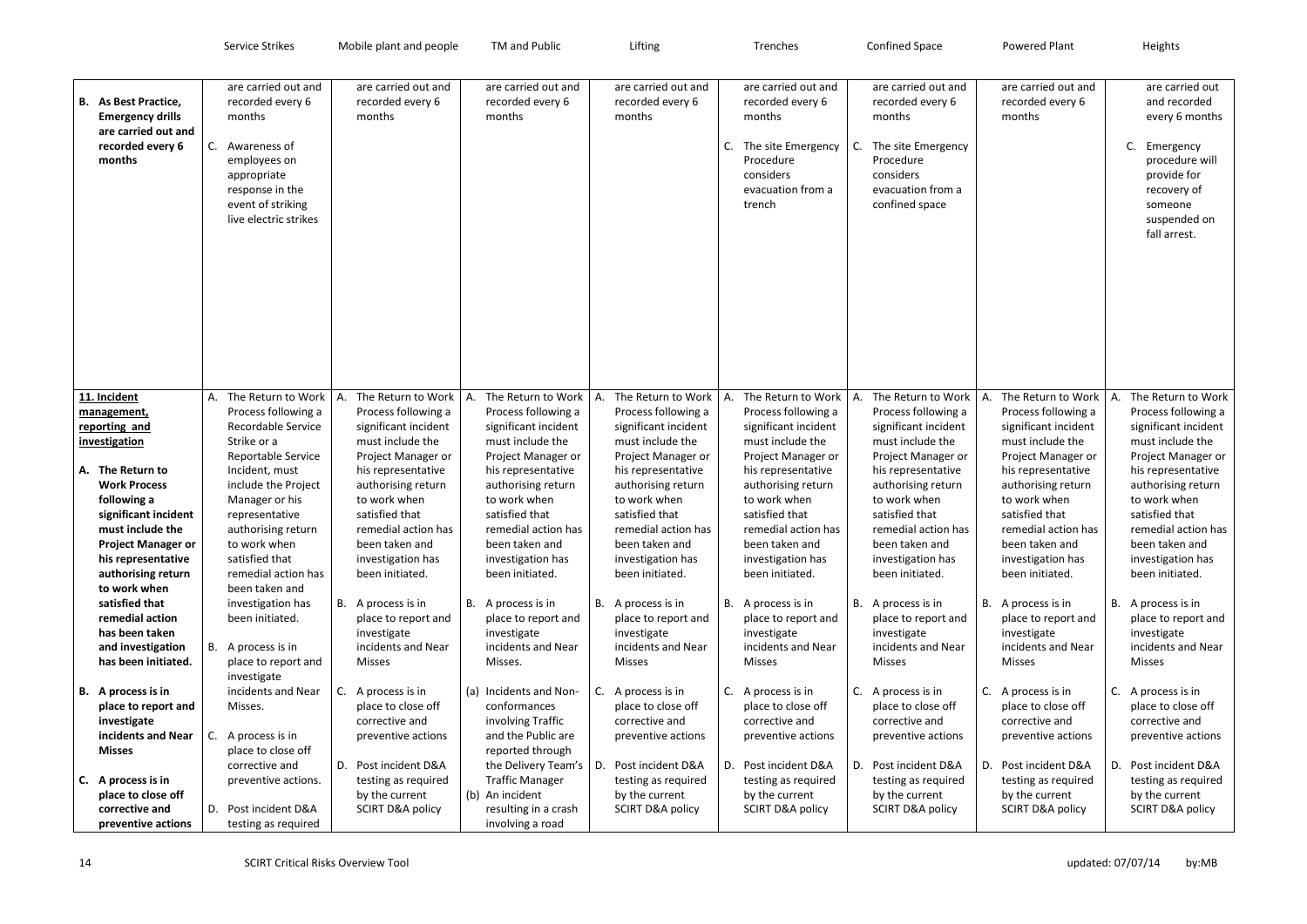| | Service Strikes | Mobile plant and people | TM and Public | Lifting | Trenches | Confined Space | Powered Plant | Heights |
|---|---|---|---|---|---|---|---|---|
| **B. As Best Practice, Emergency drills are carried out and recorded every 6 months** | are carried out and recorded every 6 months<br><br>C. Awareness of employees on appropriate response in the event of striking live electric strikes | are carried out and recorded every 6 months | are carried out and recorded every 6 months | are carried out and recorded every 6 months | are carried out and recorded every 6 months<br><br>C. The site Emergency Procedure considers evacuation from a trench | are carried out and recorded every 6 months<br><br>C. The site Emergency Procedure considers evacuation from a confined space | are carried out and recorded every 6 months | are carried out and recorded every 6 months<br><br>C. Emergency procedure will provide for recovery of someone suspended on fall arrest. |
| **<u>11. Incident management, reporting and investigation</u>**<br><br>**A. The Return to Work Process following a significant incident must include the Project Manager or his representative authorising return to work when satisfied that remedial action has been taken and investigation has been initiated.**<br><br>**B. A process is in place to report and investigate incidents and Near Misses**<br><br>**C. A process is in place to close off corrective and preventive actions** | A. The Return to Work Process following a Recordable Service Strike or a Reportable Service Incident, must include the Project Manager or his representative authorising return to work when satisfied that remedial action has been taken and investigation has been initiated.<br><br>B. A process is in place to report and investigate incidents and Near Misses.<br><br>C. A process is in place to close off corrective and preventive actions.<br><br>D. Post incident D&A testing as required | A. The Return to Work Process following a significant incident must include the Project Manager or his representative authorising return to work when satisfied that remedial action has been taken and investigation has been initiated.<br><br>B. A process is in place to report and investigate incidents and Near Misses<br><br>C. A process is in place to close off corrective and preventive actions<br><br>D. Post incident D&A testing as required by the current SCIRT D&A policy | A. The Return to Work Process following a significant incident must include the Project Manager or his representative authorising return to work when satisfied that remedial action has been taken and investigation has been initiated.<br><br>B. A process is in place to report and investigate incidents and Near Misses.<br><br>(a) Incidents and Non-conformances involving Traffic and the Public are reported through the Delivery Team's Traffic Manager<br>(b) An incident resulting in a crash involving a road | A. The Return to Work Process following a significant incident must include the Project Manager or his representative authorising return to work when satisfied that remedial action has been taken and investigation has been initiated.<br><br>B. A process is in place to report and investigate incidents and Near Misses<br><br>C. A process is in place to close off corrective and preventive actions<br><br>D. Post incident D&A testing as required by the current SCIRT D&A policy | A. The Return to Work Process following a significant incident must include the Project Manager or his representative authorising return to work when satisfied that remedial action has been taken and investigation has been initiated.<br><br>B. A process is in place to report and investigate incidents and Near Misses<br><br>C. A process is in place to close off corrective and preventive actions<br><br>D. Post incident D&A testing as required by the current SCIRT D&A policy | A. The Return to Work Process following a significant incident must include the Project Manager or his representative authorising return to work when satisfied that remedial action has been taken and investigation has been initiated.<br><br>B. A process is in place to report and investigate incidents and Near Misses<br><br>C. A process is in place to close off corrective and preventive actions<br><br>D. Post incident D&A testing as required by the current SCIRT D&A policy | A. The Return to Work Process following a significant incident must include the Project Manager or his representative authorising return to work when satisfied that remedial action has been taken and investigation has been initiated.<br><br>B. A process is in place to report and investigate incidents and Near Misses<br><br>C. A process is in place to close off corrective and preventive actions<br><br>D. Post incident D&A testing as required by the current SCIRT D&A policy | A. The Return to Work Process following a significant incident must include the Project Manager or his representative authorising return to work when satisfied that remedial action has been taken and investigation has been initiated.<br><br>B. A process is in place to report and investigate incidents and Near Misses<br><br>C. A process is in place to close off corrective and preventive actions<br><br>D. Post incident D&A testing as required by the current SCIRT D&A policy |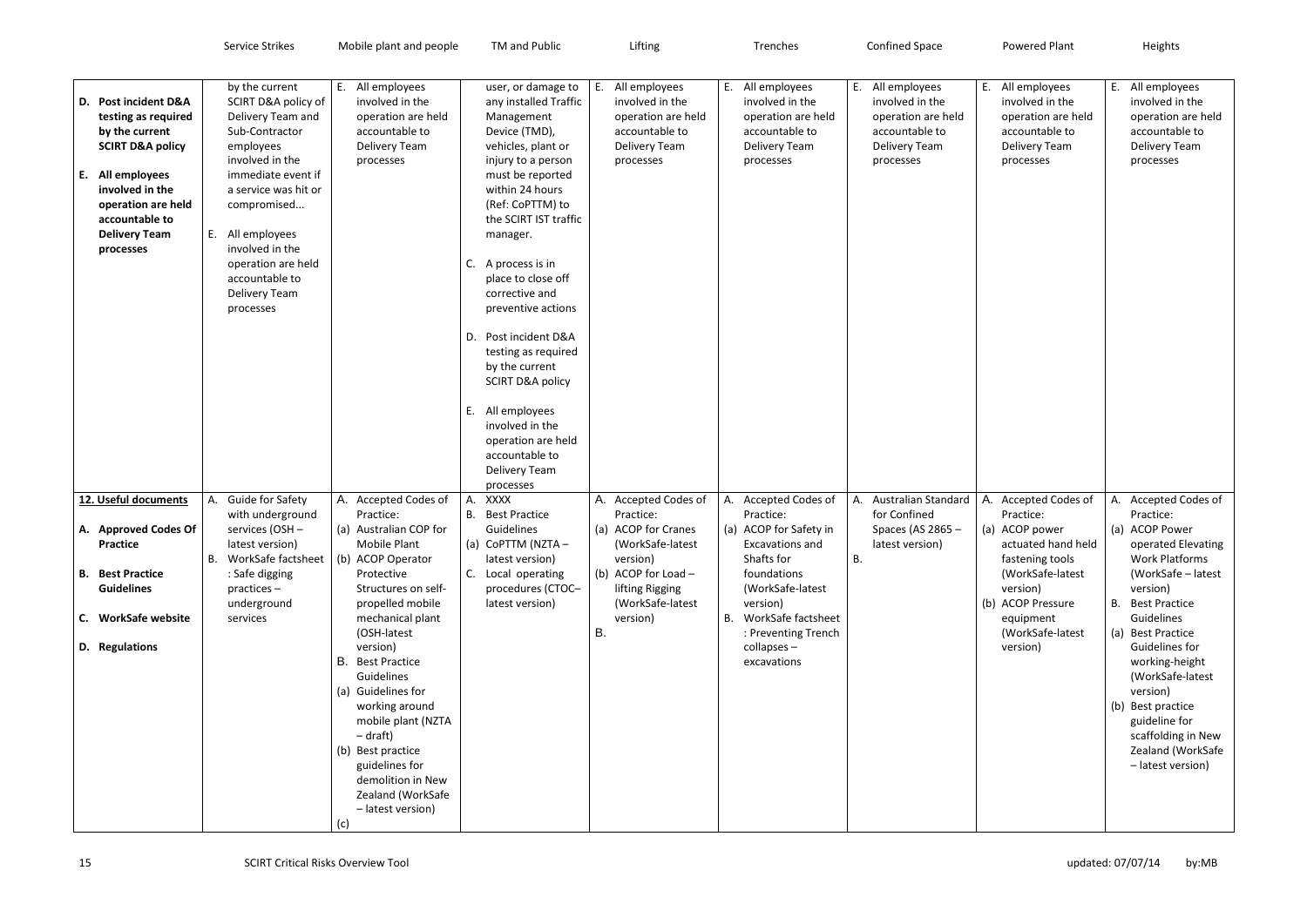| | Service Strikes | Mobile plant and people | TM and Public | Lifting | Trenches | Confined Space | Powered Plant | Heights |
|---|---|---|---|---|---|---|---|---|
| **D. Post incident D&A testing as required by the current SCIRT D&A policy**<br><br>**E. All employees involved in the operation are held accountable to Delivery Team processes** | by the current SCIRT D&A policy of Delivery Team and Sub-Contractor employees involved in the immediate event if a service was hit or compromised...<br><br>E. All employees involved in the operation are held accountable to Delivery Team processes | E. All employees involved in the operation are held accountable to Delivery Team processes | user, or damage to any installed Traffic Management Device (TMD), vehicles, plant or injury to a person must be reported within 24 hours (Ref: CoPTTM) to the SCIRT IST traffic manager.<br><br>C. A process is in place to close off corrective and preventive actions<br><br>D. Post incident D&A testing as required by the current SCIRT D&A policy<br><br>E. All employees involved in the operation are held accountable to Delivery Team processes | E. All employees involved in the operation are held accountable to Delivery Team processes | E. All employees involved in the operation are held accountable to Delivery Team processes | E. All employees involved in the operation are held accountable to Delivery Team processes | E. All employees involved in the operation are held accountable to Delivery Team processes | E. All employees involved in the operation are held accountable to Delivery Team processes |
| **12. Useful documents**<br><br>**A. Approved Codes Of Practice**<br><br>**B. Best Practice Guidelines**<br><br>**C. WorkSafe website**<br><br>**D. Regulations** | A. Guide for Safety with underground services (OSH – latest version)<br>B. WorkSafe factsheet : Safe digging practices – underground services | A. Accepted Codes of Practice:<br>(a) Australian COP for Mobile Plant<br>(b) ACOP Operator Protective Structures on self-propelled mobile mechanical plant (OSH-latest version)<br>B. Best Practice Guidelines<br>(a) Guidelines for working around mobile plant (NZTA – draft)<br>(b) Best practice guidelines for demolition in New Zealand (WorkSafe – latest version)<br>(c) | A. XXXX<br>B. Best Practice Guidelines<br>(a) CoPTTM (NZTA – latest version)<br>C. Local operating procedures (CTOC– latest version) | A. Accepted Codes of Practice:<br>(a) ACOP for Cranes (WorkSafe-latest version)<br>(b) ACOP for Load – lifting Rigging (WorkSafe-latest version)<br>B. | A. Accepted Codes of Practice:<br>(a) ACOP for Safety in Excavations and Shafts for foundations (WorkSafe-latest version)<br>B. WorkSafe factsheet : Preventing Trench collapses – excavations | A. Australian Standard for Confined Spaces (AS 2865 – latest version)<br>B. | A. Accepted Codes of Practice:<br>(a) ACOP power actuated hand held fastening tools (WorkSafe-latest version)<br>(b) ACOP Pressure equipment (WorkSafe-latest version) | A. Accepted Codes of Practice:<br>(a) ACOP Power operated Elevating Work Platforms (WorkSafe – latest version)<br>B. Best Practice Guidelines<br>(a) Best Practice Guidelines for working-height (WorkSafe-latest version)<br>(b) Best practice guideline for scaffolding in New Zealand (WorkSafe – latest version) |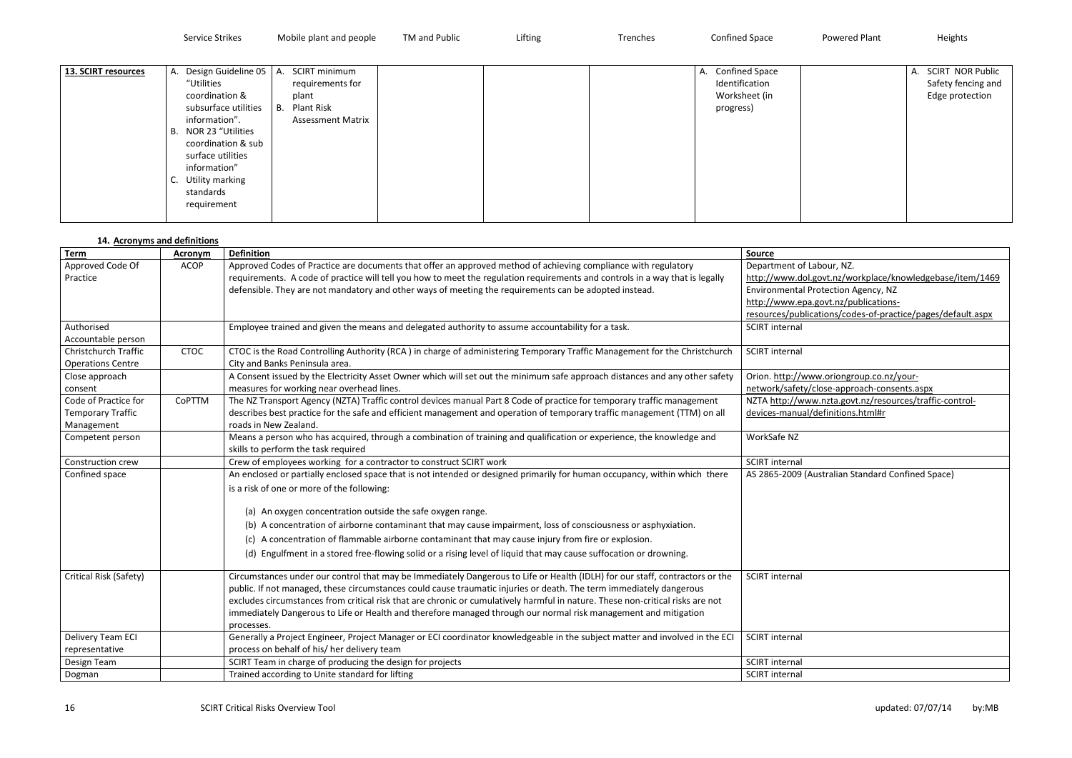| | Service Strikes | Mobile plant and people | TM and Public | Lifting | Trenches | Confined Space | Powered Plant | Heights |
|---|---|---|---|---|---|---|---|---|
| **13. SCIRT resources** | A. Design Guideline 05 "Utilities coordination & subsurface utilities information".<br>B. NOR 23 "Utilities coordination & sub surface utilities information"<br>C. Utility marking standards requirement | A. SCIRT minimum requirements for plant<br>B. Plant Risk Assessment Matrix | | | | A. Confined Space Identification Worksheet (in progress) | | A. SCIRT NOR Public Safety fencing and Edge protection |

#### 14. Acronyms and definitions

| Term | Acronym | Definition | Source |
|---|---|---|---|
| Approved Code Of Practice | ACOP | Approved Codes of Practice are documents that offer an approved method of achieving compliance with regulatory requirements. A code of practice will tell you how to meet the regulation requirements and controls in a way that is legally defensible. They are not mandatory and other ways of meeting the requirements can be adopted instead. | Department of Labour, NZ. http://www.dol.govt.nz/workplace/knowledgebase/item/1469 Environmental Protection Agency, NZ http://www.epa.govt.nz/publications-resources/publications/codes-of-practice/pages/default.aspx |
| Authorised Accountable person | | Employee trained and given the means and delegated authority to assume accountability for a task. | SCIRT internal |
| Christchurch Traffic Operations Centre | CTOC | CTOC is the Road Controlling Authority (RCA ) in charge of administering Temporary Traffic Management for the Christchurch City and Banks Peninsula area. | SCIRT internal |
| Close approach consent | | A Consent issued by the Electricity Asset Owner which will set out the minimum safe approach distances and any other safety measures for working near overhead lines. | Orion. http://www.oriongroup.co.nz/your-network/safety/close-approach-consents.aspx |
| Code of Practice for Temporary Traffic Management | CoPTTM | The NZ Transport Agency (NZTA) Traffic control devices manual Part 8 Code of practice for temporary traffic management describes best practice for the safe and efficient management and operation of temporary traffic management (TTM) on all roads in New Zealand. | NZTA http://www.nzta.govt.nz/resources/traffic-control-devices-manual/definitions.html#r |
| Competent person | | Means a person who has acquired, through a combination of training and qualification or experience, the knowledge and skills to perform the task required | WorkSafe NZ |
| Construction crew | | Crew of employees working for a contractor to construct SCIRT work | SCIRT internal |
| Confined space | | An enclosed or partially enclosed space that is not intended or designed primarily for human occupancy, within which there is a risk of one or more of the following:<br>(a) An oxygen concentration outside the safe oxygen range.<br>(b) A concentration of airborne contaminant that may cause impairment, loss of consciousness or asphyxiation.<br>(c) A concentration of flammable airborne contaminant that may cause injury from fire or explosion.<br>(d) Engulfment in a stored free-flowing solid or a rising level of liquid that may cause suffocation or drowning. | AS 2865-2009 (Australian Standard Confined Space) |
| Critical Risk (Safety) | | Circumstances under our control that may be Immediately Dangerous to Life or Health (IDLH) for our staff, contractors or the public. If not managed, these circumstances could cause traumatic injuries or death. The term immediately dangerous excludes circumstances from critical risk that are chronic or cumulatively harmful in nature. These non-critical risks are not immediately Dangerous to Life or Health and therefore managed through our normal risk management and mitigation processes. | SCIRT internal |
| Delivery Team ECI representative | | Generally a Project Engineer, Project Manager or ECI coordinator knowledgeable in the subject matter and involved in the ECI process on behalf of his/ her delivery team | SCIRT internal |
| Design Team | | SCIRT Team in charge of producing the design for projects | SCIRT internal |
| Dogman | | Trained according to Unite standard for lifting | SCIRT internal |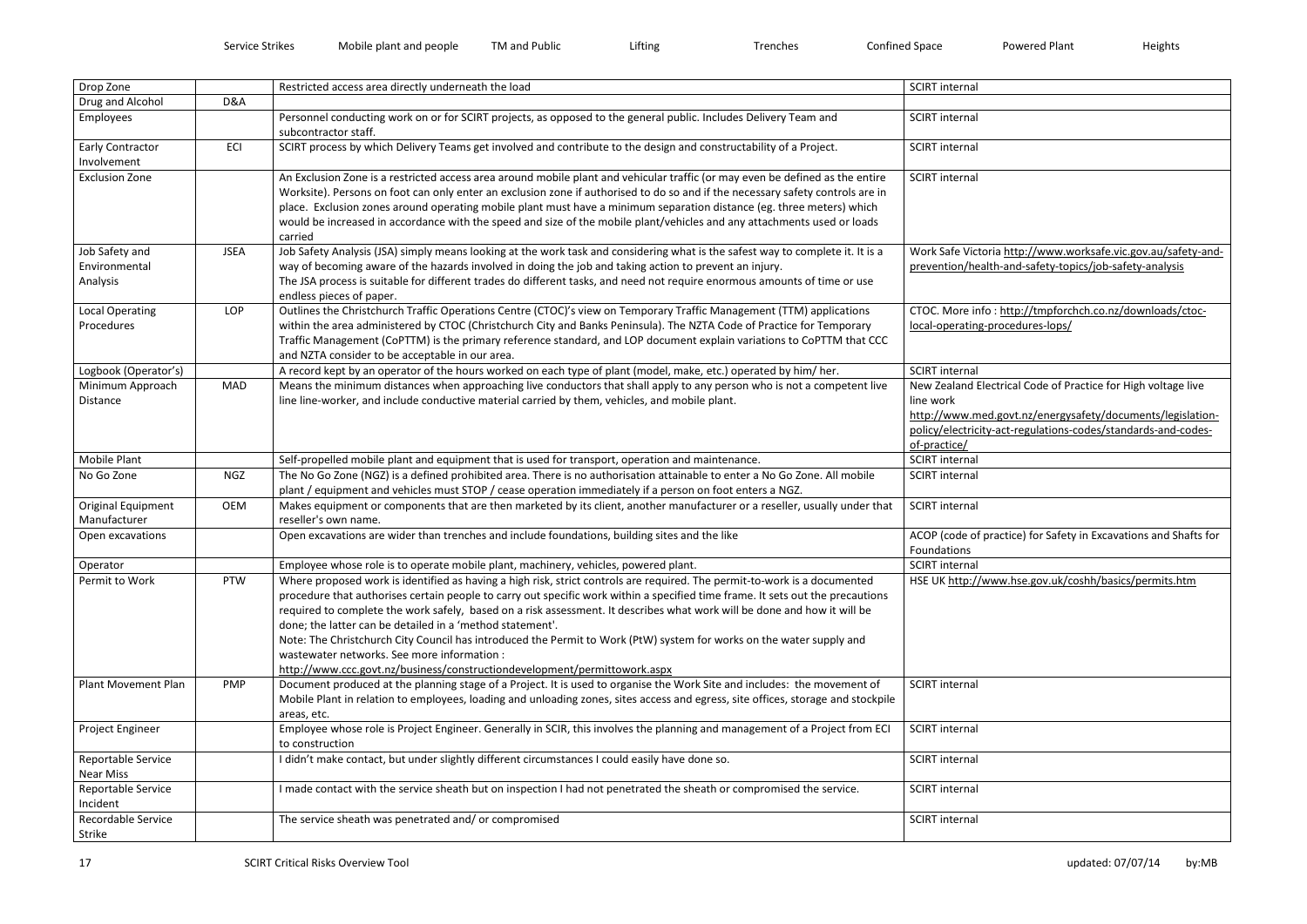| Drop Zone | | Restricted access area directly underneath the load | SCIRT internal |
|---|---|---|---|
| Drug and Alcohol | D&A | | |
| Employees | | Personnel conducting work on or for SCIRT projects, as opposed to the general public. Includes Delivery Team and subcontractor staff. | SCIRT internal |
| Early Contractor Involvement | ECI | SCIRT process by which Delivery Teams get involved and contribute to the design and constructability of a Project. | SCIRT internal |
| Exclusion Zone | | An Exclusion Zone is a restricted access area around mobile plant and vehicular traffic (or may even be defined as the entire Worksite). Persons on foot can only enter an exclusion zone if authorised to do so and if the necessary safety controls are in place. Exclusion zones around operating mobile plant must have a minimum separation distance (eg. three meters) which would be increased in accordance with the speed and size of the mobile plant/vehicles and any attachments used or loads carried | SCIRT internal |
| Job Safety and Environmental Analysis | JSEA | Job Safety Analysis (JSA) simply means looking at the work task and considering what is the safest way to complete it. It is a way of becoming aware of the hazards involved in doing the job and taking action to prevent an injury.<br>The JSA process is suitable for different trades do different tasks, and need not require enormous amounts of time or use endless pieces of paper. | Work Safe Victoria http://www.worksafe.vic.gov.au/safety-and-prevention/health-and-safety-topics/job-safety-analysis |
| Local Operating Procedures | LOP | Outlines the Christchurch Traffic Operations Centre (CTOC)'s view on Temporary Traffic Management (TTM) applications within the area administered by CTOC (Christchurch City and Banks Peninsula). The NZTA Code of Practice for Temporary Traffic Management (CoPTTM) is the primary reference standard, and LOP document explain variations to CoPTTM that CCC and NZTA consider to be acceptable in our area. | CTOC. More info : http://tmpforchch.co.nz/downloads/ctoc-local-operating-procedures-lops/ |
| Logbook (Operator's) | | A record kept by an operator of the hours worked on each type of plant (model, make, etc.) operated by him/ her. | SCIRT internal |
| Minimum Approach Distance | MAD | Means the minimum distances when approaching live conductors that shall apply to any person who is not a competent live line line-worker, and include conductive material carried by them, vehicles, and mobile plant. | New Zealand Electrical Code of Practice for High voltage live line work<br>http://www.med.govt.nz/energysafety/documents/legislation-policy/electricity-act-regulations-codes/standards-and-codes-of-practice/ |
| Mobile Plant | | Self-propelled mobile plant and equipment that is used for transport, operation and maintenance. | SCIRT internal |
| No Go Zone | NGZ | The No Go Zone (NGZ) is a defined prohibited area. There is no authorisation attainable to enter a No Go Zone. All mobile plant / equipment and vehicles must STOP / cease operation immediately if a person on foot enters a NGZ. | SCIRT internal |
| Original Equipment Manufacturer | OEM | Makes equipment or components that are then marketed by its client, another manufacturer or a reseller, usually under that reseller's own name. | SCIRT internal |
| Open excavations | | Open excavations are wider than trenches and include foundations, building sites and the like | ACOP (code of practice) for Safety in Excavations and Shafts for Foundations |
| Operator | | Employee whose role is to operate mobile plant, machinery, vehicles, powered plant. | SCIRT internal |
| Permit to Work | PTW | Where proposed work is identified as having a high risk, strict controls are required. The permit-to-work is a documented procedure that authorises certain people to carry out specific work within a specified time frame. It sets out the precautions required to complete the work safely, based on a risk assessment. It describes what work will be done and how it will be done; the latter can be detailed in a 'method statement'.<br>Note: The Christchurch City Council has introduced the Permit to Work (PtW) system for works on the water supply and wastewater networks. See more information :<br>http://www.ccc.govt.nz/business/constructiondevelopment/permittowork.aspx | HSE UK http://www.hse.gov.uk/coshh/basics/permits.htm |
| Plant Movement Plan | PMP | Document produced at the planning stage of a Project. It is used to organise the Work Site and includes: the movement of Mobile Plant in relation to employees, loading and unloading zones, sites access and egress, site offices, storage and stockpile areas, etc. | SCIRT internal |
| Project Engineer | | Employee whose role is Project Engineer. Generally in SCIR, this involves the planning and management of a Project from ECI to construction | SCIRT internal |
| Reportable Service Near Miss | | I didn't make contact, but under slightly different circumstances I could easily have done so. | SCIRT internal |
| Reportable Service Incident | | I made contact with the service sheath but on inspection I had not penetrated the sheath or compromised the service. | SCIRT internal |
| Recordable Service Strike | | The service sheath was penetrated and/ or compromised | SCIRT internal |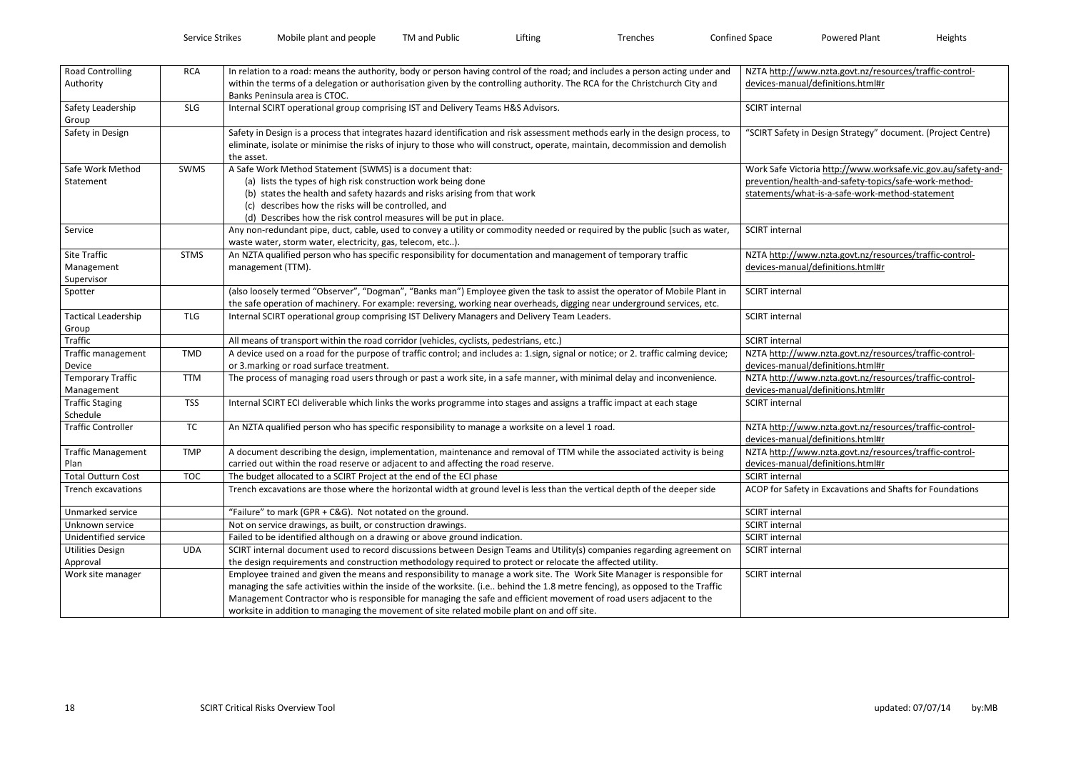Service Strikes Mobile plant and people TM and Public Lifting Trenches Confined Space Powered Plant Heights

| | | | |
|---|---|---|---|
| Road Controlling Authority | RCA | In relation to a road: means the authority, body or person having control of the road; and includes a person acting under and within the terms of a delegation or authorisation given by the controlling authority. The RCA for the Christchurch City and Banks Peninsula area is CTOC. | NZTA http://www.nzta.govt.nz/resources/traffic-control-devices-manual/definitions.html#r |
| Safety Leadership Group | SLG | Internal SCIRT operational group comprising IST and Delivery Teams H&S Advisors. | SCIRT internal |
| Safety in Design | | Safety in Design is a process that integrates hazard identification and risk assessment methods early in the design process, to eliminate, isolate or minimise the risks of injury to those who will construct, operate, maintain, decommission and demolish the asset. | "SCIRT Safety in Design Strategy" document. (Project Centre) |
| Safe Work Method Statement | SWMS | A Safe Work Method Statement (SWMS) is a document that:<br>(a) lists the types of high risk construction work being done<br>(b) states the health and safety hazards and risks arising from that work<br>(c) describes how the risks will be controlled, and<br>(d) Describes how the risk control measures will be put in place. | Work Safe Victoria http://www.worksafe.vic.gov.au/safety-and-prevention/health-and-safety-topics/safe-work-method-statements/what-is-a-safe-work-method-statement |
| Service | | Any non-redundant pipe, duct, cable, used to convey a utility or commodity needed or required by the public (such as water, waste water, storm water, electricity, gas, telecom, etc..). | SCIRT internal |
| Site Traffic Management Supervisor | STMS | An NZTA qualified person who has specific responsibility for documentation and management of temporary traffic management (TTM). | NZTA http://www.nzta.govt.nz/resources/traffic-control-devices-manual/definitions.html#r |
| Spotter | | (also loosely termed "Observer", "Dogman", "Banks man") Employee given the task to assist the operator of Mobile Plant in the safe operation of machinery. For example: reversing, working near overheads, digging near underground services, etc. | SCIRT internal |
| Tactical Leadership Group | TLG | Internal SCIRT operational group comprising IST Delivery Managers and Delivery Team Leaders. | SCIRT internal |
| Traffic | | All means of transport within the road corridor (vehicles, cyclists, pedestrians, etc.) | SCIRT internal |
| Traffic management Device | TMD | A device used on a road for the purpose of traffic control; and includes a: 1.sign, signal or notice; or 2. traffic calming device; or 3.marking or road surface treatment. | NZTA http://www.nzta.govt.nz/resources/traffic-control-devices-manual/definitions.html#r |
| Temporary Traffic Management | TTM | The process of managing road users through or past a work site, in a safe manner, with minimal delay and inconvenience. | NZTA http://www.nzta.govt.nz/resources/traffic-control-devices-manual/definitions.html#r |
| Traffic Staging Schedule | TSS | Internal SCIRT ECI deliverable which links the works programme into stages and assigns a traffic impact at each stage | SCIRT internal |
| Traffic Controller | TC | An NZTA qualified person who has specific responsibility to manage a worksite on a level 1 road. | NZTA http://www.nzta.govt.nz/resources/traffic-control-devices-manual/definitions.html#r |
| Traffic Management Plan | TMP | A document describing the design, implementation, maintenance and removal of TTM while the associated activity is being carried out within the road reserve or adjacent to and affecting the road reserve. | NZTA http://www.nzta.govt.nz/resources/traffic-control-devices-manual/definitions.html#r |
| Total Outturn Cost | TOC | The budget allocated to a SCIRT Project at the end of the ECI phase | SCIRT internal |
| Trench excavations | | Trench excavations are those where the horizontal width at ground level is less than the vertical depth of the deeper side | ACOP for Safety in Excavations and Shafts for Foundations |
| Unmarked service | | "Failure" to mark (GPR + C&G). Not notated on the ground. | SCIRT internal |
| Unknown service | | Not on service drawings, as built, or construction drawings. | SCIRT internal |
| Unidentified service | | Failed to be identified although on a drawing or above ground indication. | SCIRT internal |
| Utilities Design Approval | UDA | SCIRT internal document used to record discussions between Design Teams and Utility(s) companies regarding agreement on the design requirements and construction methodology required to protect or relocate the affected utility. | SCIRT internal |
| Work site manager | | Employee trained and given the means and responsibility to manage a work site. The Work Site Manager is responsible for managing the safe activities within the inside of the worksite. (i.e.. behind the 1.8 metre fencing), as opposed to the Traffic Management Contractor who is responsible for managing the safe and efficient movement of road users adjacent to the worksite in addition to managing the movement of site related mobile plant on and off site. | SCIRT internal |